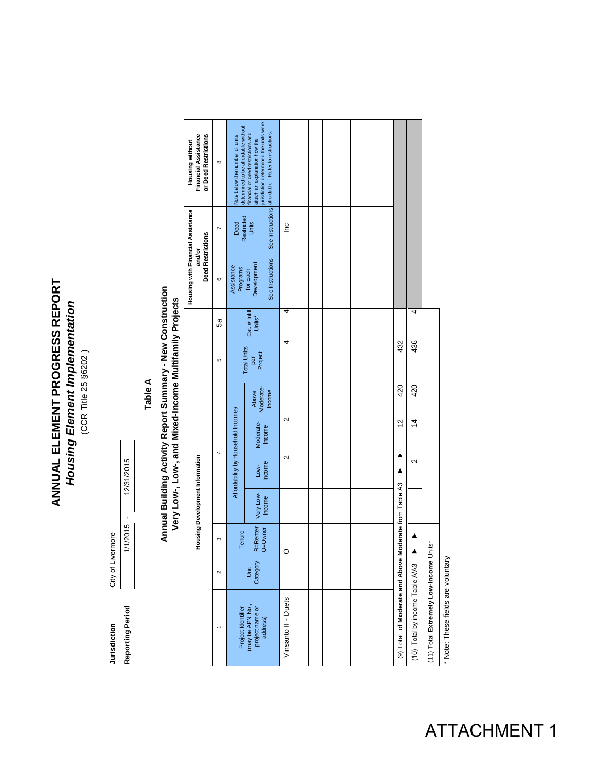# ANNUAL ELEMENT PROGRESS REPORT

## *Housing Element Implementation*

(CCR Title 25 §6202 )

**Jurisdiction** City of Livermore

**Reporting Period** 1/1/2015 - 12/31/2015

### Table A

### Annual Building Activity Report Summary - New Construction Very Low-, Low-, and Mixed-Income Multifamily Projects

| Housing Development Information | | | | | | | | | Housing with Financial Assistance and/or Deed Restrictions | | Housing without Financial Assistance or Deed Restrictions |
|---|---|---|---|---|---|---|---|---|---|---|---|
| 1 | 2 | 3 | 4 | | | | 5 | 5a | 6 | 7 | 8 |
| Project Identifier (may be APN No., project name or address) | Unit Category | Tenure R=Renter O=Owner | Affordability by Household Incomes: Very Low-Income | Low-Income | Moderate-Income | Above Moderate-Income | Total Units per Project | Est. # Infill Units* | Assistance Programs for Each Development See Instructions | Deed Restricted Units See Instructions | Note below the number of units determined to be affordable without financial or deed restrictions and attach an explanation how the jurisdiction determined the units were affordable. Refer to instructions. |
| Vinsanto II - Duets | | O | | 2 | 2 | | 4 | 4 | | Inc | |
| | | | | | | | | | | | |
| | | | | | | | | | | | |
| | | | | | | | | | | | |
| | | | | | | | | | | | |
| | | | | | | | | | | | |
| | | | | | | | | | | | |
| (9) Total of **Moderate and Above Moderate** from Table A3 ▶ ▶ | | | | | 12 | 420 | 432 | | | | |
| (10) Total by income Table A/A3 ▶ ▶ | | | | 2 | 14 | 420 | 436 | 4 | | | |
| (11) Total **Extremely Low-Income** Units* | | | | | | | | | | | |

\* Note: These fields are voluntary

ATTACHMENT 1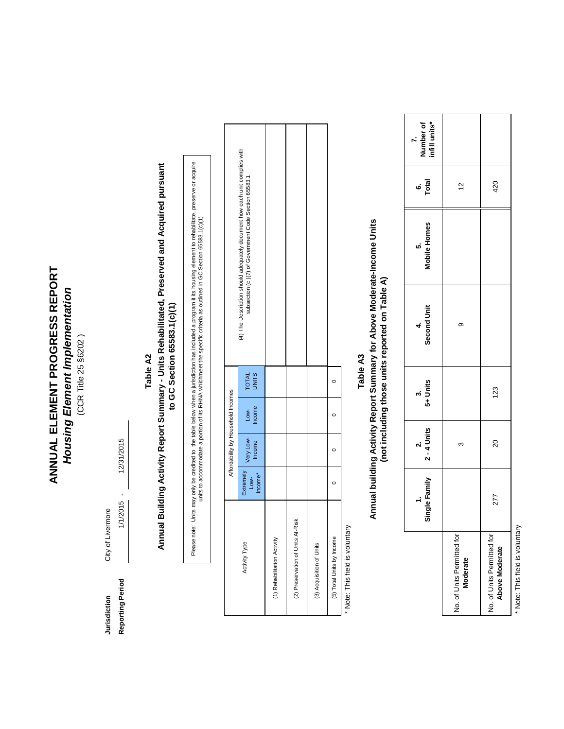# ANNUAL ELEMENT PROGRESS REPORT
## *Housing Element Implementation*
(CCR Title 25 §6202 )

**Jurisdiction** City of Livermore

**Reporting Period** 1/1/2015 - 12/31/2015

### Table A2

### Annual Building Activity Report Summary - Units Rehabilitated, Preserved and Acquired pursuant to GC Section 65583.1(c)(1)

Please note: Units may only be credited to the table below when a jurisdiction has included a program it its housing element to rehabilitate, preserve or acquire units to accommodate a portion of its RHNA whichmeet the specific criteria as outlined in GC Section 65583.1(c)(1)

| Activity Type | Affordability by Household Incomes | | | | (4) The Description should adequately document how each unit complies with subsection (c )(7) of Government Code Section 65583.1 |
|---|---|---|---|---|---|
| | Extremely Low-Income* | Very Low-Income | Low-Income | TOTAL UNITS | |
| (1) Rehabilitation Activity | | | | | |
| (2) Preservation of Units At-Risk | | | | | |
| (3) Acquisition of Units | | | | | |
| (5) Total Units by Income | 0 | 0 | 0 | 0 | |

* Note: This field is voluntary

### Table A3

### Annual building Activity Report Summary for Above Moderate-Income Units (not including those units reported on Table A)

| | 1. Single Family | 2. 2 - 4 Units | 3. 5+ Units | 4. Second Unit | 5. Mobile Homes | 6. Total | 7. Number of infill units* |
|---|---|---|---|---|---|---|---|
| No. of Units Permitted for **Moderate** | | 3 | | 9 | | 12 | |
| No. of Units Permitted for **Above Moderate** | 277 | 20 | 123 | | | 420 | |

* Note: This field is voluntary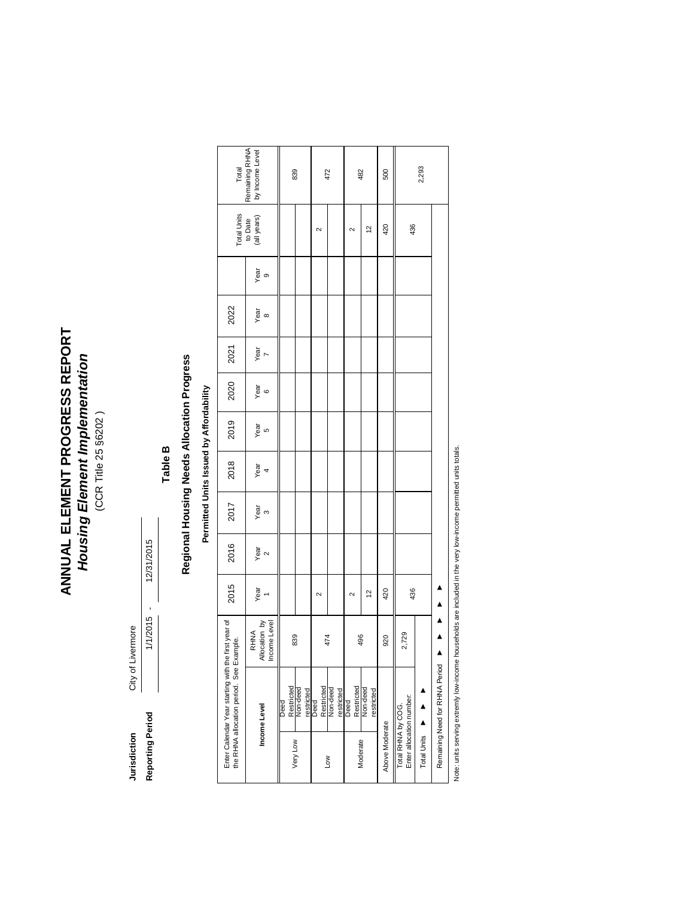# ANNUAL ELEMENT PROGRESS REPORT
## *Housing Element Implementation*
(CCR Title 25 §6202 )

**Jurisdiction** City of Livermore

**Reporting Period** 1/1/2015 - 12/31/2015

### Table B
### Regional Housing Needs Allocation Progress
#### Permitted Units Issued by Affordability

| Enter Calendar Year starting with the first year of the RHNA allocation period. See Example. | | | 2015 | 2016 | 2017 | 2018 | 2019 | 2020 | 2021 | 2022 | | Total Units to Date (all years) | Total Remaining RHNA by Income Level |
|---|---|---|---|---|---|---|---|---|---|---|---|---|---|
| Income Level | | RHNA Allocation by Income Level | Year 1 | Year 2 | Year 3 | Year 4 | Year 5 | Year 6 | Year 7 | Year 8 | Year 9 | | |
| Very Low | Deed Restricted | 839 | | | | | | | | | | | 839 |
| | Non-deed restricted | | | | | | | | | | | | |
| Low | Deed Restricted | 474 | 2 | | | | | | | | | 2 | 472 |
| | Non-deed restricted | | | | | | | | | | | | |
| Moderate | Deed Restricted | 496 | 2 | | | | | | | | | 2 | 482 |
| | Non-deed restricted | | 12 | | | | | | | | | 12 | |
| Above Moderate | | 920 | 420 | | | | | | | | | 420 | 500 |
| Total RHNA by COG. Enter allocation number: | | 2,729 | 436 | | | | | | | | | 436 | 2,293 |
| Total Units ▶ ▶ ▶ | | | | | | | | | | | | | |
| Remaining Need for RHNA Period ▶ ▶ ▶ ▶ ▶ | | | | | | | | | | | | | |

Note: units serving extremly low-income households are included in the very low-income permitted units totals.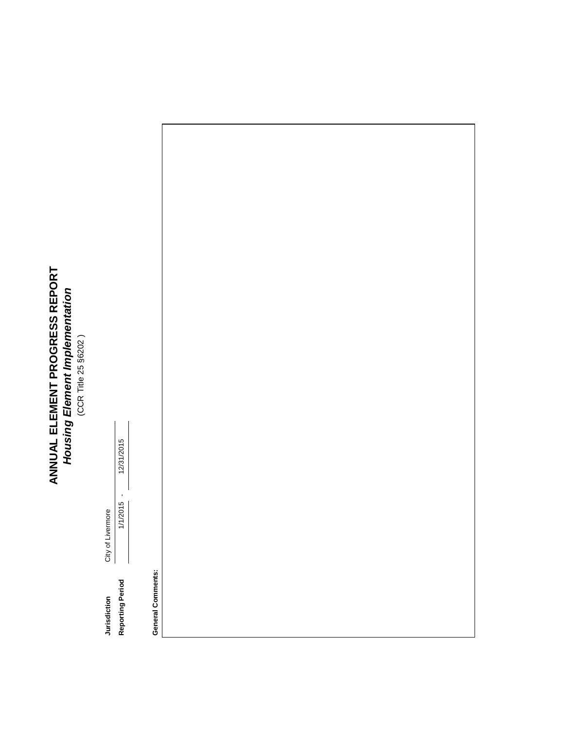# ANNUAL ELEMENT PROGRESS REPORT

## *Housing Element Implementation*

(CCR Title 25 §6202 )

**Jurisdiction** City of Livermore

**Reporting Period** 1/1/2015 - 12/31/2015

**General Comments:**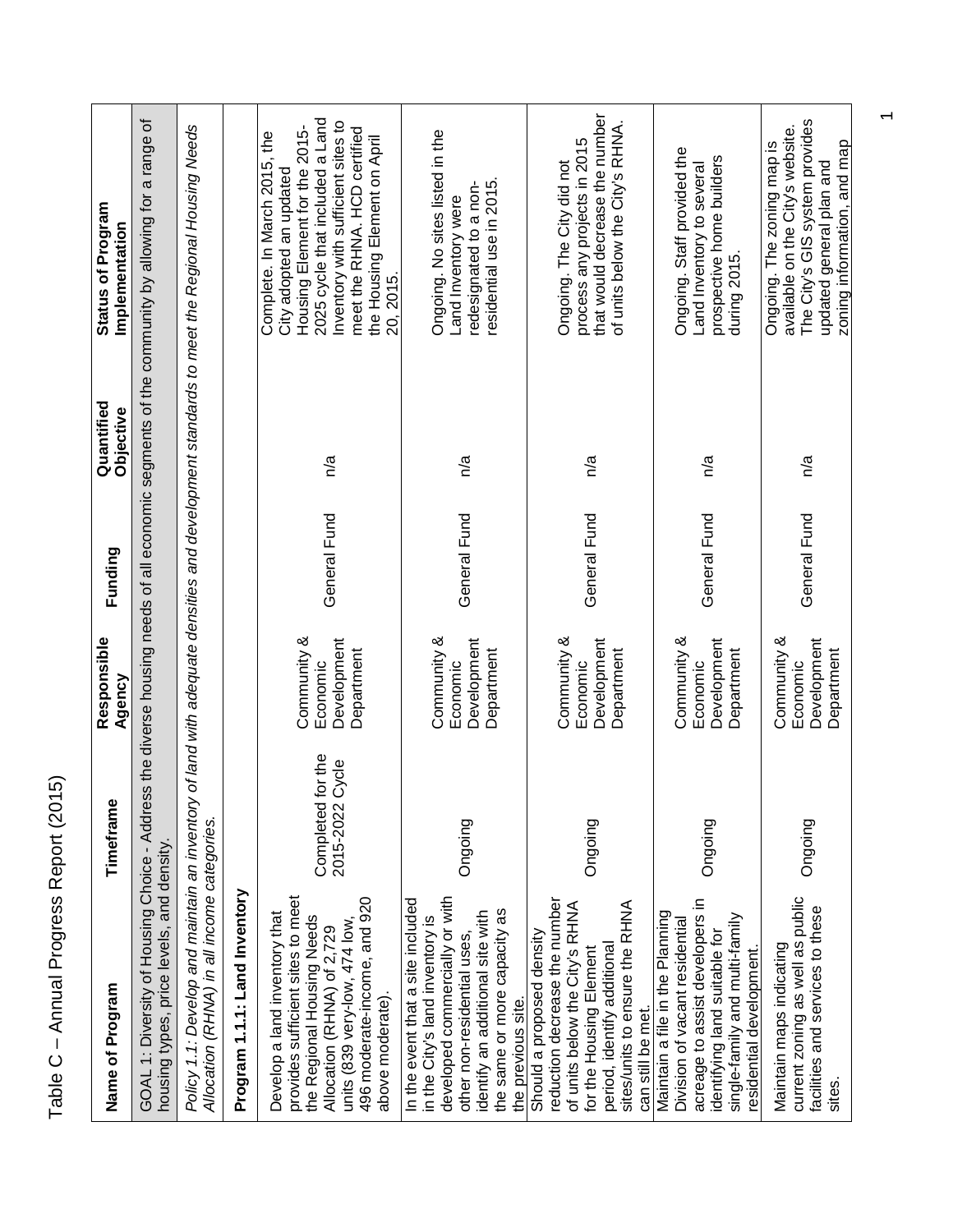# Table C – Annual Progress Report (2015)

| Name of Program | Timeframe | Responsible Agency | Funding | Quantified Objective | Status of Program Implementation |
|---|---|---|---|---|---|
| GOAL 1: Diversity of Housing Choice - Address the diverse housing needs of all economic segments of the community by allowing for a range of housing types, price levels, and density. | | | | | |
| *Policy 1.1: Develop and maintain an inventory of land with adequate densities and development standards to meet the Regional Housing Needs Allocation (RHNA) in all income categories.* | | | | | |
| **Program 1.1.1: Land Inventory** | | | | | |
| Develop a land inventory that provides sufficient sites to meet the Regional Housing Needs Allocation (RHNA) of 2,729 units (839 very-low, 474 low, 496 moderate-income, and 920 above moderate). | Completed for the 2015-2022 Cycle | Community & Economic Development Department | General Fund | n/a | Complete. In March 2015, the City adopted an updated Housing Element for the 2015-2025 cycle that included a Land Inventory with sufficient sites to meet the RHNA. HCD certified the Housing Element on April 20, 2015. |
| In the event that a site included in the City's land inventory is developed commercially or with other non-residential uses, identify an additional site with the same or more capacity as the previous site. | Ongoing | Community & Economic Development Department | General Fund | n/a | Ongoing. No sites listed in the Land Inventory were redesignated to a non-residential use in 2015. |
| Should a proposed density reduction decrease the number of units below the City's RHNA for the Housing Element period, identify additional sites/units to ensure the RHNA can still be met. | Ongoing | Community & Economic Development Department | General Fund | n/a | Ongoing. The City did not process any projects in 2015 that would decrease the number of units below the City's RHNA. |
| Maintain a file in the Planning Division of vacant residential acreage to assist developers in identifying land suitable for single-family and multi-family residential development. | Ongoing | Community & Economic Development Department | General Fund | n/a | Ongoing. Staff provided the Land Inventory to several prospective home builders during 2015. |
| Maintain maps indicating current zoning as well as public facilities and services to these sites. | Ongoing | Community & Economic Development Department | General Fund | n/a | Ongoing. The zoning map is available on the City's website. The City's GIS system provides updated general plan and zoning information, and map |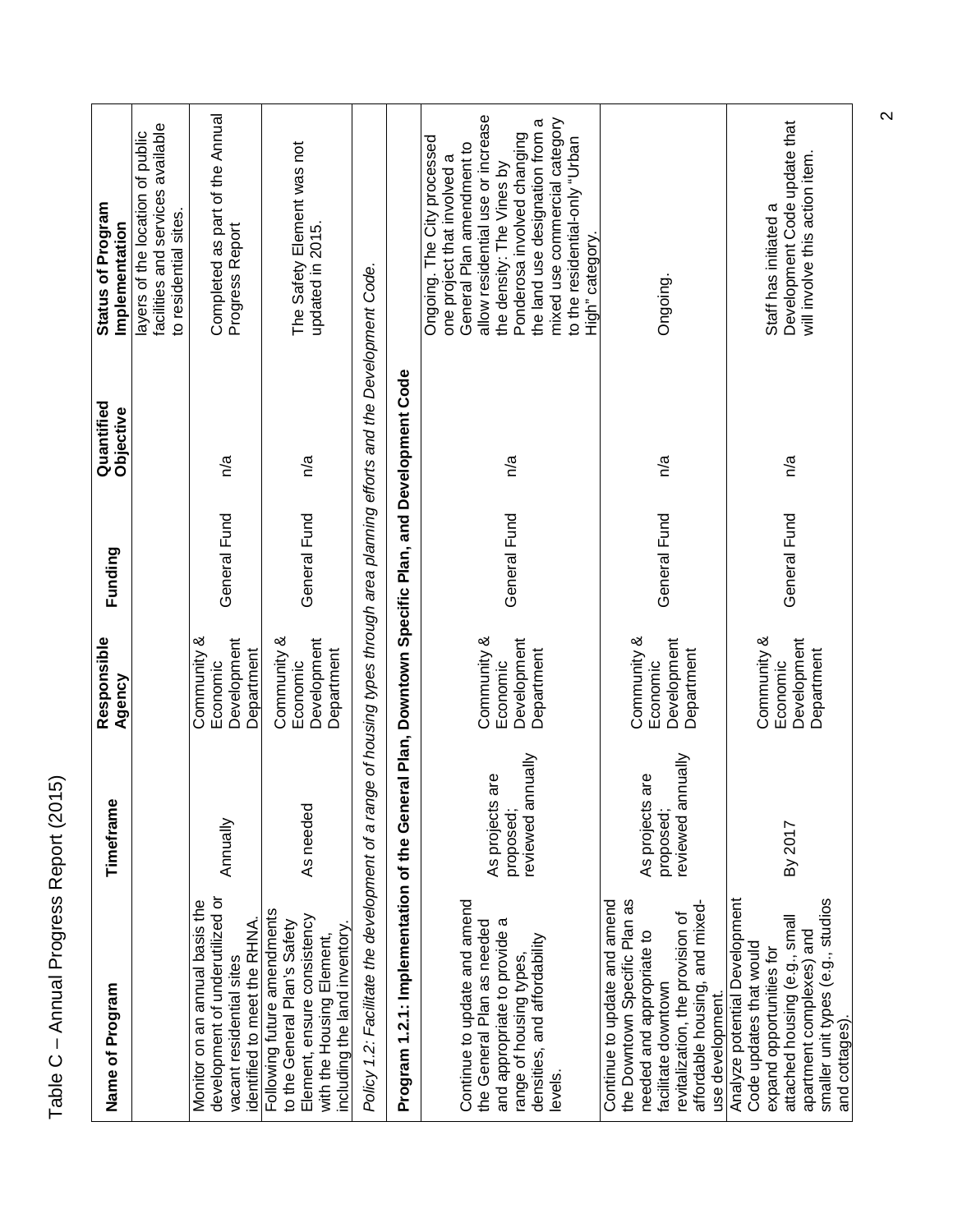Table C – Annual Progress Report (2015)

| Name of Program | Timeframe | Responsible Agency | Funding | Quantified Objective | Status of Program Implementation |
|---|---|---|---|---|---|
| | | | | | layers of the location of public facilities and services available to residential sites. |
| Monitor on an annual basis the development of underutilized or vacant residential sites identified to meet the RHNA. | Annually | Community & Economic Development Department | General Fund | n/a | Completed as part of the Annual Progress Report |
| Following future amendments to the General Plan's Safety Element, ensure consistency with the Housing Element, including the land inventory. | As needed | Community & Economic Development Department | General Fund | n/a | The Safety Element was not updated in 2015. |
| *Policy 1.2: Facilitate the development of a range of housing types through area planning efforts and the Development Code.* | | | | | |
| **Program 1.2.1: Implementation of the General Plan, Downtown Specific Plan, and Development Code** | | | | | |
| Continue to update and amend the General Plan as needed and appropriate to provide a range of housing types, densities, and affordability levels. | As projects are proposed; reviewed annually | Community & Economic Development Department | General Fund | n/a | Ongoing. The City processed one project that involved a General Plan amendment to allow residential use or increase the density: The Vines by Ponderosa involved changing the land use designation from a mixed use commercial category to the residential-only "Urban High" category. |
| Continue to update and amend the Downtown Specific Plan as needed and appropriate to facilitate downtown revitalization, the provision of affordable housing, and mixed-use development. | As projects are proposed; reviewed annually | Community & Economic Development Department | General Fund | n/a | Ongoing. |
| Analyze potential Development Code updates that would expand opportunities for attached housing (e.g., small apartment complexes) and smaller unit types (e.g., studios and cottages). | By 2017 | Community & Economic Development Department | General Fund | n/a | Staff has initiated a Development Code update that will involve this action item. |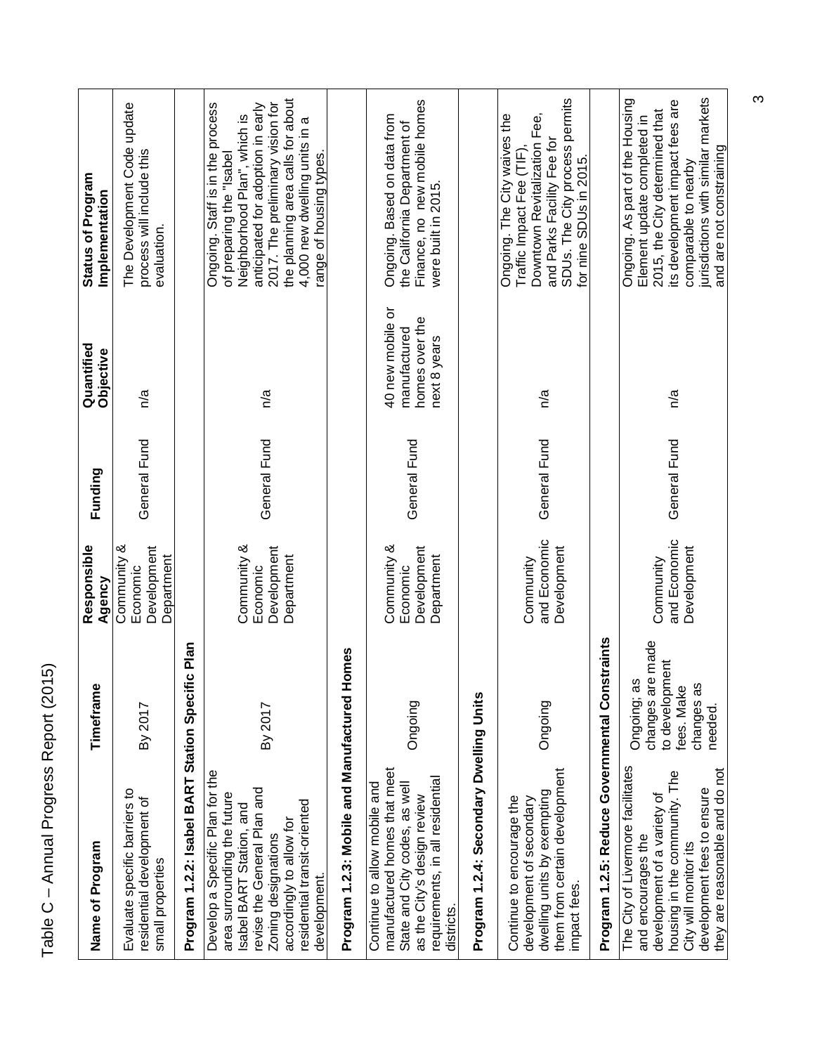# Table C – Annual Progress Report (2015)

| Name of Program | Timeframe | Responsible Agency | Funding | Quantified Objective | Status of Program Implementation |
|---|---|---|---|---|---|
| Evaluate specific barriers to residential development of small properties | By 2017 | Community & Economic Development Department | General Fund | n/a | The Development Code update process will include this evaluation. |
| **Program 1.2.2: Isabel BART Station Specific Plan** | | | | | |
| Develop a Specific Plan for the area surrounding the future Isabel BART Station, and revise the General Plan and Zoning designations accordingly to allow for residential transit-oriented development. | By 2017 | Community & Economic Development Department | General Fund | n/a | Ongoing. Staff is in the process of preparing the "Isabel Neighborhood Plan", which is anticipated for adoption in early 2017. The preliminary vision for the planning area calls for about 4,000 new dwelling units in a range of housing types. |
| **Program 1.2.3: Mobile and Manufactured Homes** | | | | | |
| Continue to allow mobile and manufactured homes that meet State and City codes, as well as the City's design review requirements, in all residential districts. | Ongoing | Community & Economic Development Department | General Fund | 40 new mobile or manufactured homes over the next 8 years | Ongoing. Based on data from the California Department of Finance, no new mobile homes were built in 2015. |
| **Program 1.2.4: Secondary Dwelling Units** | | | | | |
| Continue to encourage the development of secondary dwelling units by exempting them from certain development impact fees. | Ongoing | Community and Economic Development | General Fund | n/a | Ongoing. The City waives the Traffic Impact Fee (TIF), Downtown Revitalization Fee, and Parks Facility Fee for SDUs. The City process permits for nine SDUs in 2015. |
| **Program 1.2.5: Reduce Governmental Constraints** | | | | | |
| The City of Livermore facilitates and encourages the development of a variety of housing in the community. The City will monitor its development fees to ensure they are reasonable and do not | Ongoing; as changes are made to development fees. Make changes as needed. | Community and Economic Development | General Fund | n/a | Ongoing. As part of the Housing Element update completed in 2015, the City determined that its development impact fees are comparable to nearby jurisdictions with similar markets and are not constraining |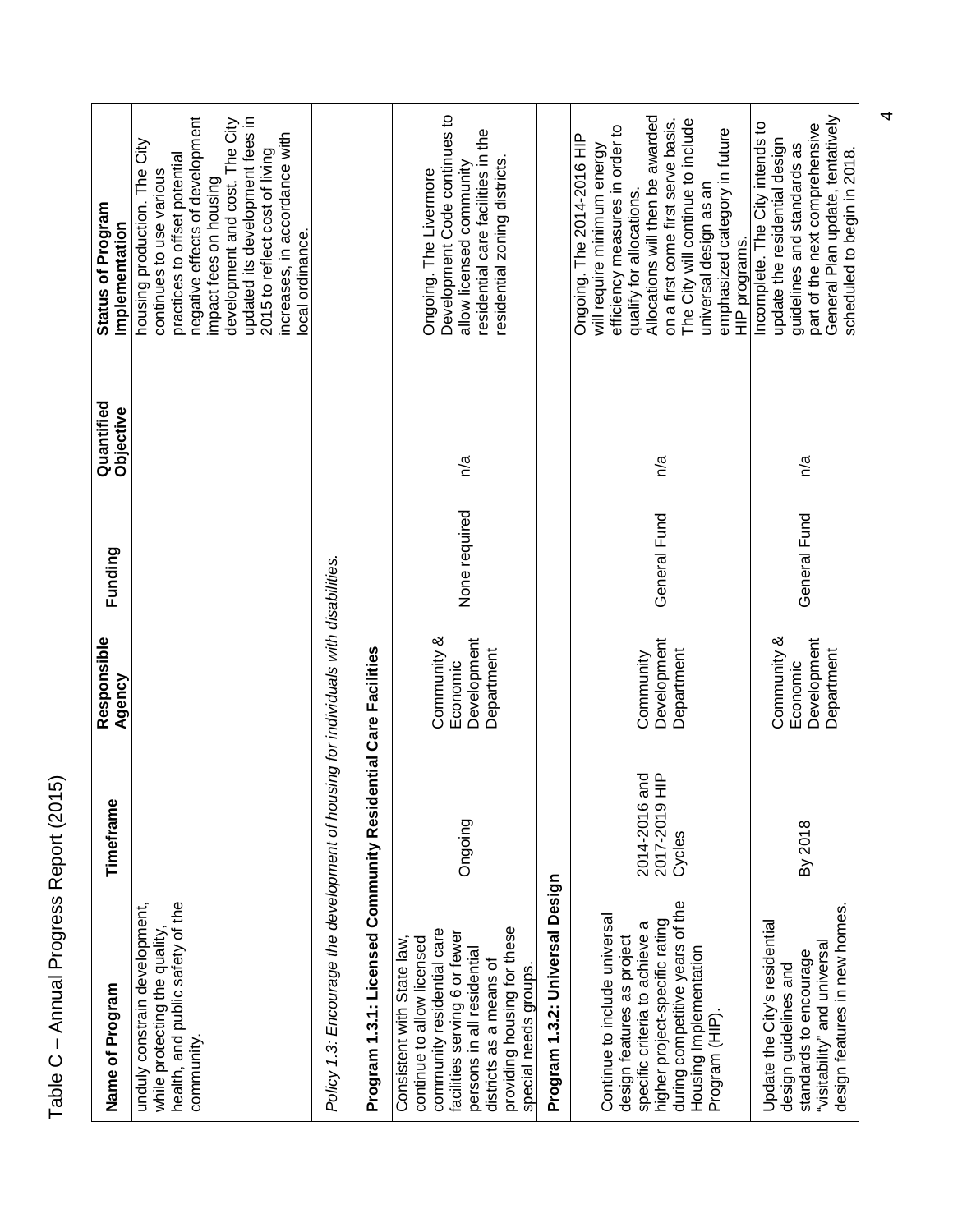Table C – Annual Progress Report (2015)

| Name of Program | Timeframe | Responsible Agency | Funding | Quantified Objective | Status of Program Implementation |
|---|---|---|---|---|---|
| unduly constrain development, while protecting the quality, health, and public safety of the community. | | | | | housing production. The City continues to use various practices to offset potential negative effects of development impact fees on housing development and cost. The City updated its development fees in 2015 to reflect cost of living increases, in accordance with local ordinance. |
| *Policy 1.3: Encourage the development of housing for individuals with disabilities.* | | | | | |
| **Program 1.3.1: Licensed Community Residential Care Facilities** | | | | | |
| Consistent with State law, continue to allow licensed community residential care facilities serving 6 or fewer persons in all residential districts as a means of providing housing for these special needs groups. | Ongoing | Community & Economic Development Department | None required | n/a | Ongoing. The Livermore Development Code continues to allow licensed community residential care facilities in the residential zoning districts. |
| **Program 1.3.2: Universal Design** | | | | | |
| Continue to include universal design features as project specific criteria to achieve a higher project-specific rating during competitive years of the Housing Implementation Program (HIP). | 2014-2016 and 2017-2019 HIP Cycles | Community Development Department | General Fund | n/a | Ongoing. The 2014-2016 HIP will require minimum energy efficiency measures in order to qualify for allocations. Allocations will then be awarded on a first come first serve basis. The City will continue to include universal design as an emphasized category in future HIP programs. |
| Update the City's residential design guidelines and standards to encourage "visitability" and universal design features in new homes. | By 2018 | Community & Economic Development Department | General Fund | n/a | Incomplete. The City intends to update the residential design guidelines and standards as part of the next comprehensive General Plan update, tentatively scheduled to begin in 2018. |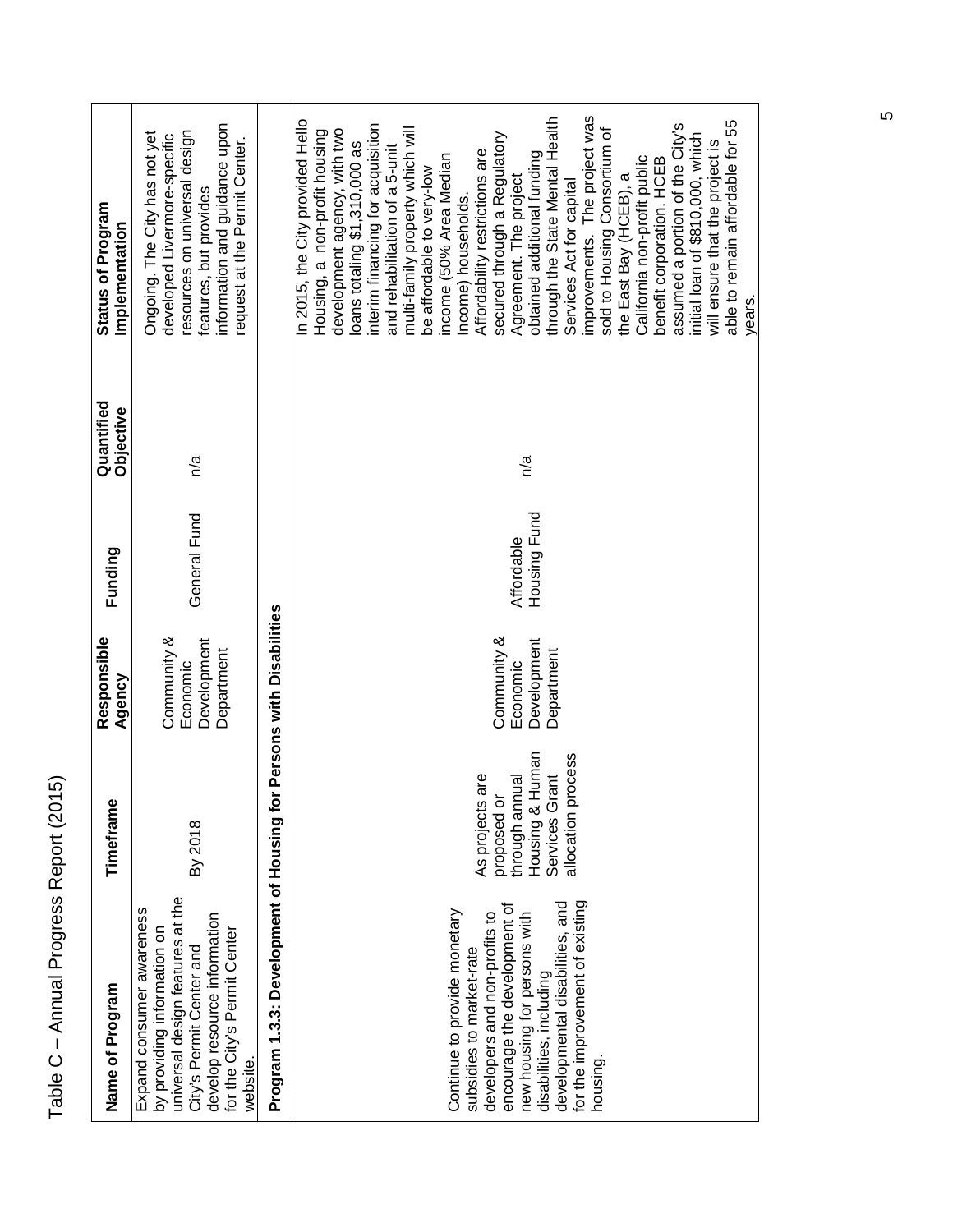Table C – Annual Progress Report (2015)

| Name of Program | Timeframe | Responsible Agency | Funding | Quantified Objective | Status of Program Implementation |
|---|---|---|---|---|---|
| Expand consumer awareness by providing information on universal design features at the City's Permit Center and develop resource information for the City's Permit Center website. | By 2018 | Community & Economic Development Department | General Fund | n/a | Ongoing. The City has not yet developed Livermore-specific resources on universal design features, but provides information and guidance upon request at the Permit Center. |
| **Program 1.3.3: Development of Housing for Persons with Disabilities** | | | | | |
| Continue to provide monetary subsidies to market-rate developers and non-profits to encourage the development of new housing for persons with disabilities, including developmental disabilities, and for the improvement of existing housing. | As projects are proposed or through annual Housing & Human Services Grant allocation process | Community & Economic Development Department | Affordable Housing Fund | n/a | In 2015, the City provided Hello Housing, a non-profit housing development agency, with two loans totaling $1,310,000 as interim financing for acquisition and rehabilitation of a 5-unit multi-family property which will be affordable to very-low income (50% Area Median Income) households. Affordability restrictions are secured through a Regulatory Agreement. The project obtained additional funding through the State Mental Health Services Act for capital improvements. The project was sold to Housing Consortium of the East Bay (HCEB), a California non-profit public benefit corporation. HCEB assumed a portion of the City's initial loan of $810,000, which will ensure that the project is able to remain affordable for 55 years. |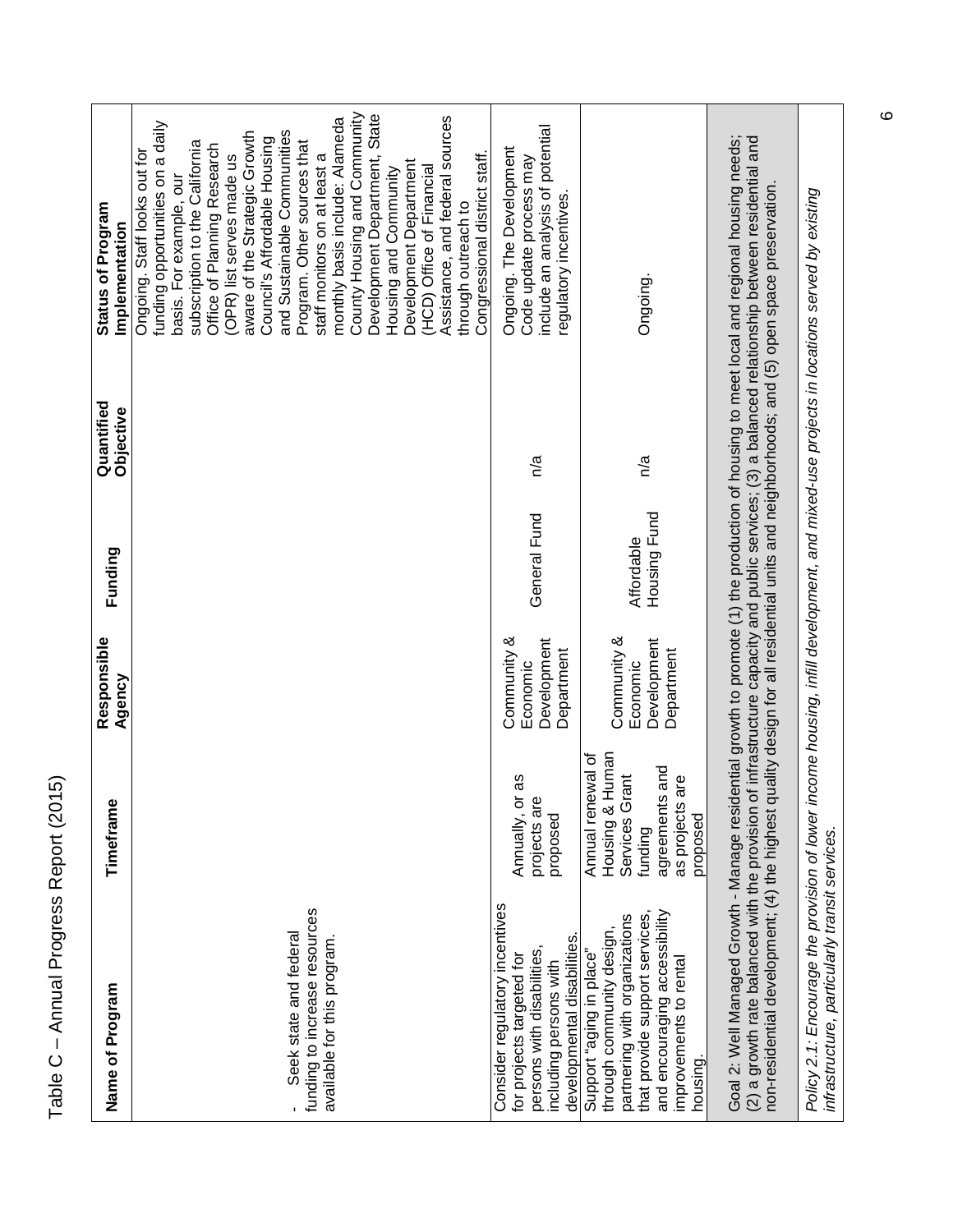Table C – Annual Progress Report (2015)

| Name of Program | Timeframe | Responsible Agency | Funding | Quantified Objective | Status of Program Implementation |
|---|---|---|---|---|---|
| - Seek state and federal funding to increase resources available for this program. | | | | | Ongoing. Staff looks out for funding opportunities on a daily basis. For example, our subscription to the California Office of Planning Research (OPR) list serves made us aware of the Strategic Growth Council's Affordable Housing and Sustainable Communities Program. Other sources that staff monitors on at least a monthly basis include: Alameda County Housing and Community Development Department, State Housing and Community Development Department (HCD) Office of Financial Assistance, and federal sources through outreach to Congressional district staff. |
| Consider regulatory incentives for projects targeted for persons with disabilities, including persons with developmental disabilities. | Annually, or as projects are proposed | Community & Economic Development Department | General Fund | n/a | Ongoing. The Development Code update process may include an analysis of potential regulatory incentives. |
| Support "aging in place" through community design, partnering with organizations that provide support services, and encouraging accessibility improvements to rental housing. | Annual renewal of Housing & Human Services Grant funding agreements and as projects are proposed | Community & Economic Development Department | Affordable Housing Fund | n/a | Ongoing. |
| Goal 2: Well Managed Growth - Manage residential growth to promote (1) the production of housing to meet local and regional housing needs; (2) a growth rate balanced with the provision of infrastructure capacity and public services; (3) a balanced relationship between residential and non-residential development; (4) the highest quality design for all residential units and neighborhoods; and (5) open space preservation. | | | | | |
| *Policy 2.1: Encourage the provision of lower income housing, infill development, and mixed-use projects in locations served by existing infrastructure, particularly transit services.* | | | | | |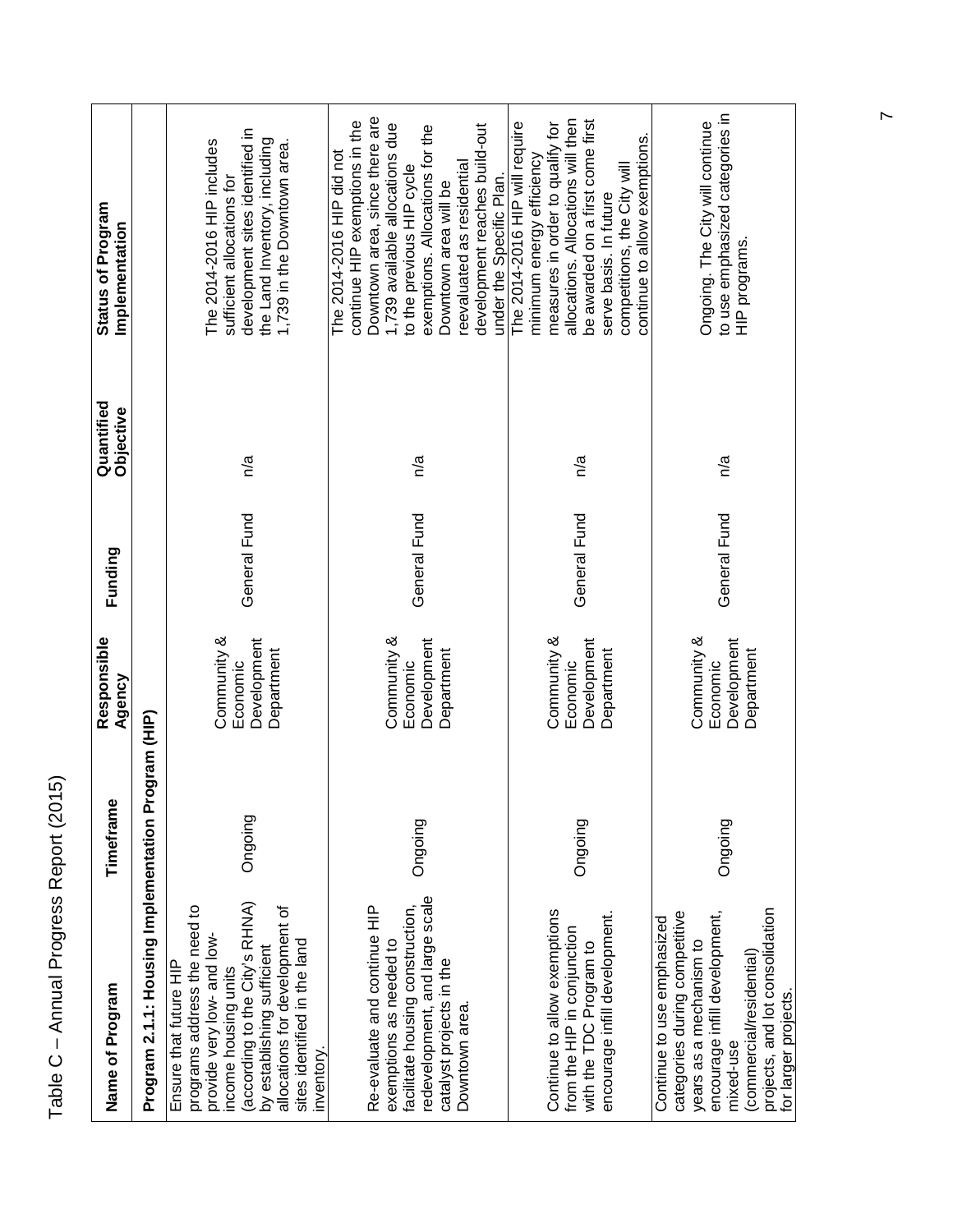# Table C – Annual Progress Report (2015)

| Name of Program | Timeframe | Responsible Agency | Funding | Quantified Objective | Status of Program Implementation |
|---|---|---|---|---|---|
| **Program 2.1.1: Housing Implementation Program (HIP)** | | | | | |
| Ensure that future HIP programs address the need to provide very low- and low-income housing units (according to the City's RHNA) by establishing sufficient allocations for development of sites identified in the land inventory. | Ongoing | Community & Economic Development Department | General Fund | n/a | The 2014-2016 HIP includes sufficient allocations for development sites identified in the Land Inventory, including 1,739 in the Downtown area. |
| Re-evaluate and continue HIP exemptions as needed to facilitate housing construction, redevelopment, and large scale catalyst projects in the Downtown area. | Ongoing | Community & Economic Development Department | General Fund | n/a | The 2014-2016 HIP did not continue HIP exemptions in the Downtown area, since there are 1,739 available allocations due to the previous HIP cycle exemptions. Allocations for the Downtown area will be reevaluated as residential development reaches build-out under the Specific Plan. |
| Continue to allow exemptions from the HIP in conjunction with the TDC Program to encourage infill development. | Ongoing | Community & Economic Development Department | General Fund | n/a | The 2014-2016 HIP will require minimum energy efficiency measures in order to qualify for allocations. Allocations will then be awarded on a first come first serve basis. In future competitions, the City will continue to allow exemptions. |
| Continue to use emphasized categories during competitive years as a mechanism to encourage infill development, mixed-use (commercial/residential) projects, and lot consolidation for larger projects. | Ongoing | Community & Economic Development Department | General Fund | n/a | Ongoing. The City will continue to use emphasized categories in HIP programs. |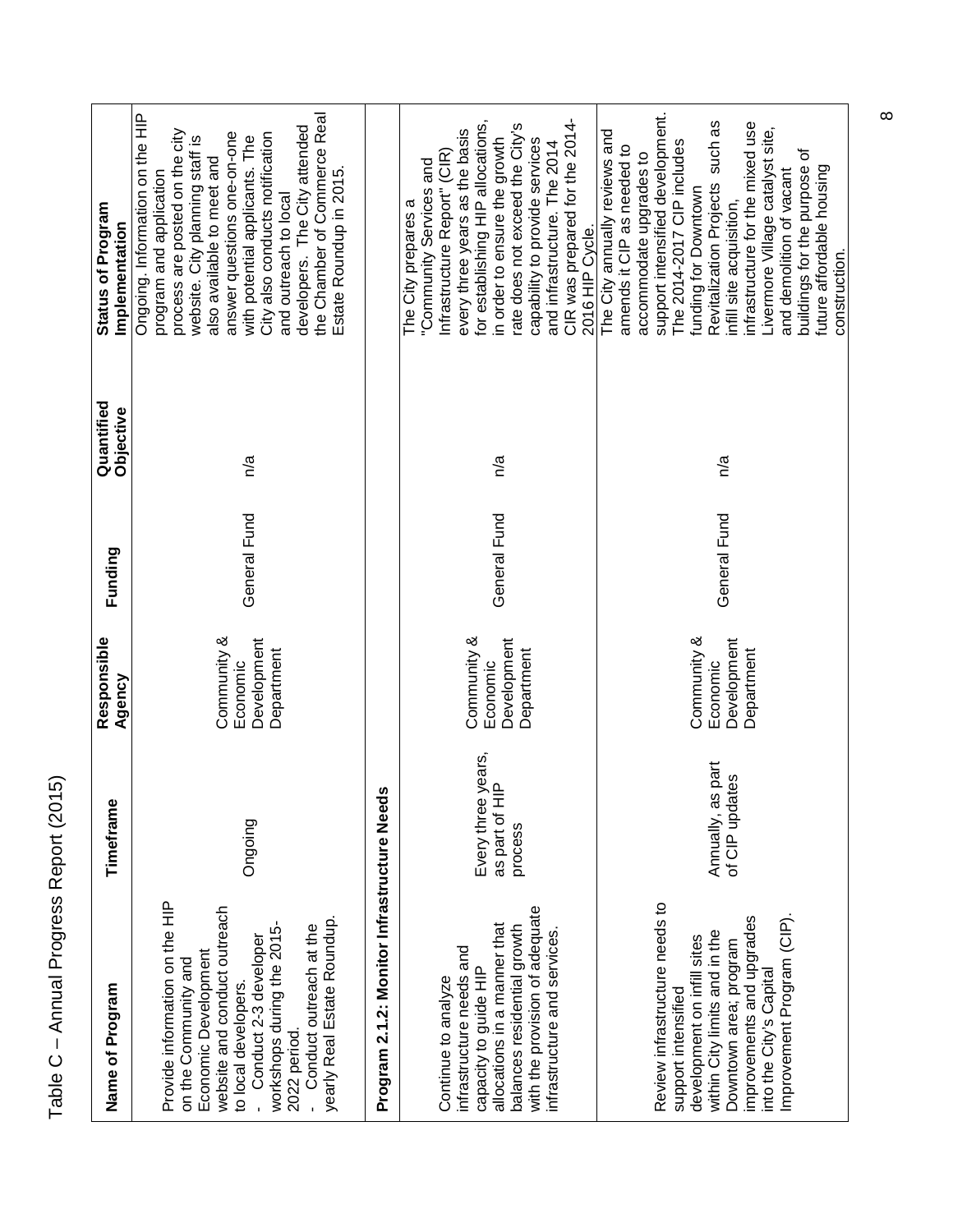# Table C – Annual Progress Report (2015)

| Name of Program | Timeframe | Responsible Agency | Funding | Quantified Objective | Status of Program Implementation |
|---|---|---|---|---|---|
| Provide information on the HIP on the Community and Economic Development website and conduct outreach to local developers.<br>- Conduct 2-3 developer workshops during the 2015-2022 period.<br>- Conduct outreach at the yearly Real Estate Roundup. | Ongoing | Community & Economic Development Department | General Fund | n/a | Ongoing. Information on the HIP program and application process are posted on the city website. City planning staff is also available to meet and answer questions one-on-one with potential applicants. The City also conducts notification and outreach to local developers. The City attended the Chamber of Commerce Real Estate Roundup in 2015. |
| **Program 2.1.2: Monitor Infrastructure Needs** | | | | | |
| Continue to analyze infrastructure needs and capacity to guide HIP allocations in a manner that balances residential growth with the provision of adequate infrastructure and services. | Every three years, as part of HIP process | Community & Economic Development Department | General Fund | n/a | The City prepares a "Community Services and Infrastructure Report" (CIR) every three years as the basis for establishing HIP allocations, in order to ensure the growth rate does not exceed the City's capability to provide services and infrastructure. The 2014 CIR was prepared for the 2014-2016 HIP Cycle. |
| Review infrastructure needs to support intensified development on infill sites within City limits and in the Downtown area; program improvements and upgrades into the City's Capital Improvement Program (CIP). | Annually, as part of CIP updates | Community & Economic Development Department | General Fund | n/a | The City annually reviews and amends it CIP as needed to accommodate upgrades to support intensified development. The 2014-2017 CIP includes funding for Downtown Revitalization Projects such as infill site acquisition, infrastructure for the mixed use Livermore Village catalyst site, and demolition of vacant buildings for the purpose of future affordable housing construction. |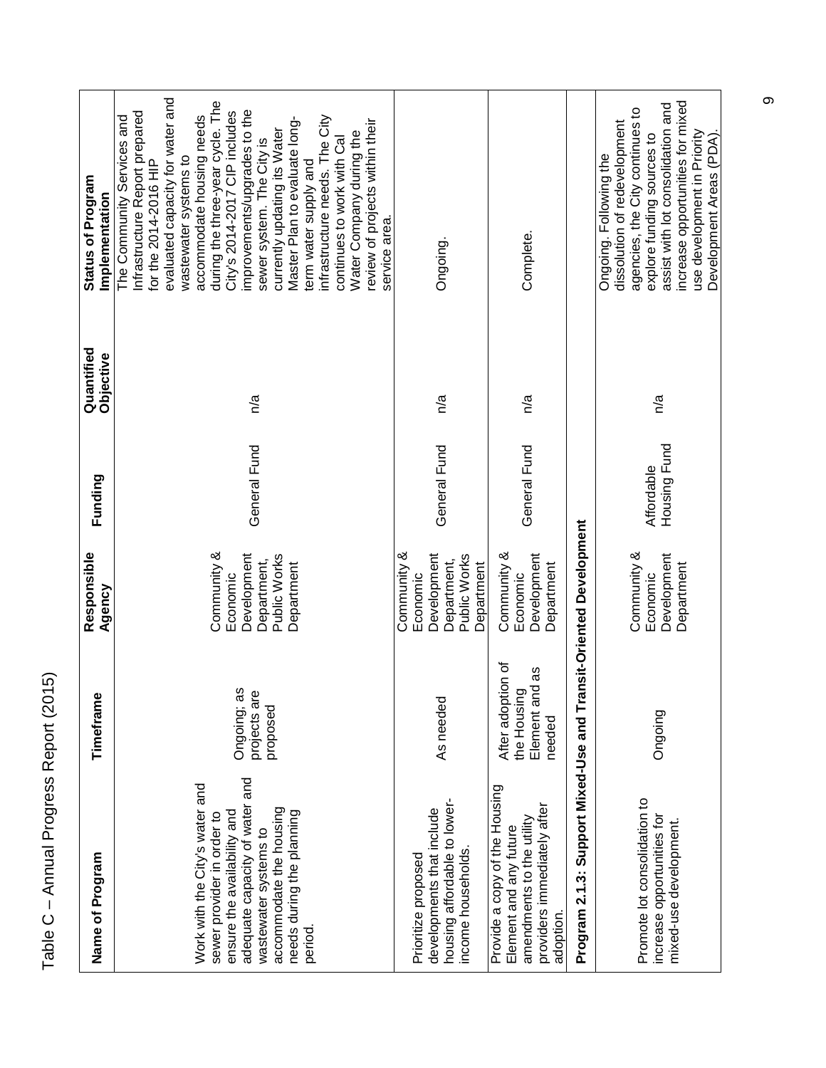Table C – Annual Progress Report (2015)

| Name of Program | Timeframe | Responsible Agency | Funding | Quantified Objective | Status of Program Implementation |
|---|---|---|---|---|---|
| Work with the City's water and sewer provider in order to ensure the availability and adequate capacity of water and wastewater systems to accommodate the housing needs during the planning period. | Ongoing; as projects are proposed | Community & Economic Development Department, Public Works Department | General Fund | n/a | The Community Services and Infrastructure Report prepared for the 2014-2016 HIP evaluated capacity for water and wastewater systems to accommodate housing needs during the three-year cycle. The City's 2014-2017 CIP includes improvements/upgrades to the sewer system. The City is currently updating its Water Master Plan to evaluate long-term water supply and infrastructure needs. The City continues to work with Cal Water Company during the review of projects within their service area. |
| Prioritize proposed developments that include housing affordable to lower-income households. | As needed | Community & Economic Development Department, Public Works Department | General Fund | n/a | Ongoing. |
| Provide a copy of the Housing Element and any future amendments to the utility providers immediately after adoption. | After adoption of the Housing Element and as needed | Community & Economic Development Department | General Fund | n/a | Complete. |
| **Program 2.1.3: Support Mixed-Use and Transit-Oriented Development** | | | | | |
| Promote lot consolidation to increase opportunities for mixed-use development. | Ongoing | Community & Economic Development Department | Affordable Housing Fund | n/a | Ongoing. Following the dissolution of redevelopment agencies, the City continues to explore funding sources to assist with lot consolidation and increase opportunities for mixed use development in Priority Development Areas (PDA). |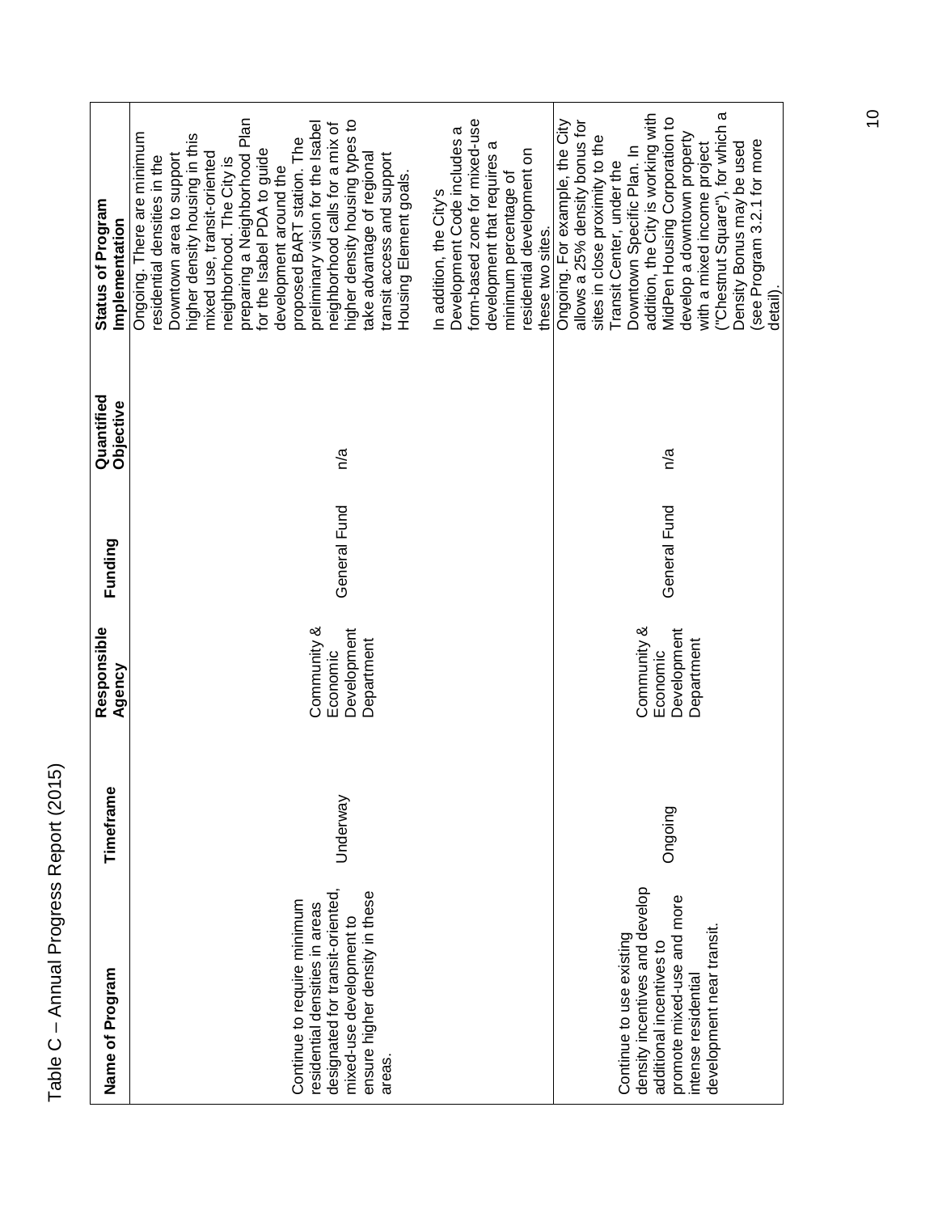Table C – Annual Progress Report (2015)

| Name of Program | Timeframe | Responsible Agency | Funding | Quantified Objective | Status of Program Implementation |
|---|---|---|---|---|---|
| Continue to require minimum residential densities in areas designated for transit-oriented, mixed-use development to ensure higher density in these areas. | Underway | Community & Economic Development Department | General Fund | n/a | Ongoing. There are minimum residential densities in the Downtown area to support higher density housing in this mixed use, transit-oriented neighborhood. The City is preparing a Neighborhood Plan for the Isabel PDA to guide development around the proposed BART station. The preliminary vision for the Isabel neighborhood calls for a mix of higher density housing types to take advantage of regional transit access and support Housing Element goals.<br><br>In addition, the City's Development Code includes a form-based zone for mixed-use development that requires a minimum percentage of residential development on these two sites. |
| Continue to use existing density incentives and develop additional incentives to promote mixed-use and more intense residential development near transit. | Ongoing | Community & Economic Development Department | General Fund | n/a | Ongoing. For example, the City allows a 25% density bonus for sites in close proximity to the Transit Center, under the Downtown Specific Plan. In addition, the City is working with MidPen Housing Corporation to develop a downtown property with a mixed income project ("Chestnut Square"), for which a Density Bonus may be used (see Program 3.2.1 for more detail). |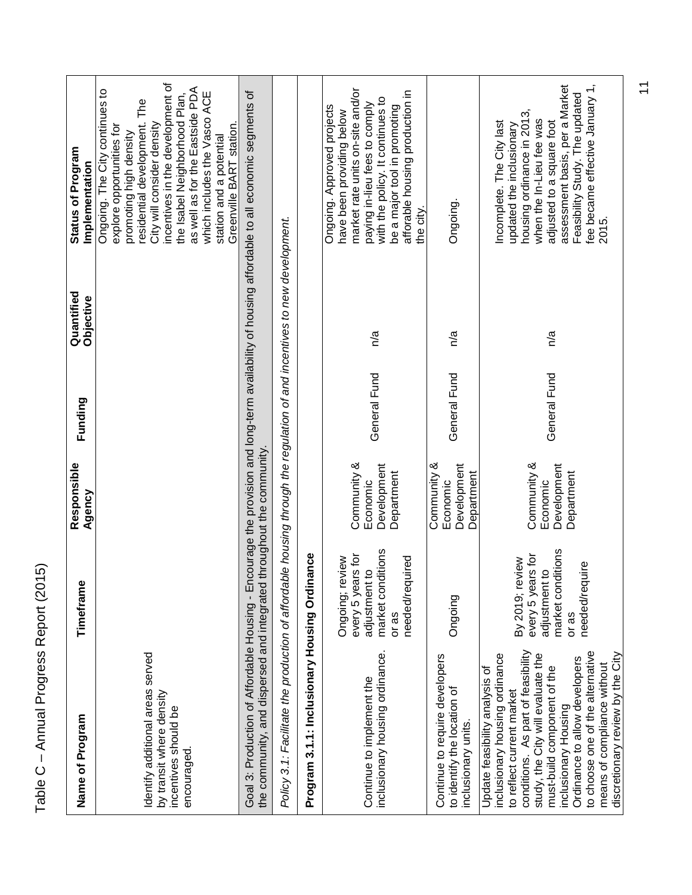# Table C – Annual Progress Report (2015)

| Name of Program | Timeframe | Responsible Agency | Funding | Quantified Objective | Status of Program Implementation |
|---|---|---|---|---|---|
| Identify additional areas served by transit where density incentives should be encouraged. | | | | | Ongoing. The City continues to explore opportunities for promoting high density residential development. The City will consider density incentives in the development of the Isabel Neighborhood Plan, as well as for the Eastside PDA which includes the Vasco ACE station and a potential Greenville BART station. |
| Goal 3: Production of Affordable Housing - Encourage the provision and long-term availability of housing affordable to all economic segments of the community, and dispersed and integrated throughout the community. | | | | | |
| *Policy 3.1: Facilitate the production of affordable housing through the regulation of and incentives to new development.* | | | | | |
| **Program 3.1.1: Inclusionary Housing Ordinance** | | | | | |
| Continue to implement the inclusionary housing ordinance. | Ongoing; review every 5 years for adjustment to market conditions or as needed/required | Community & Economic Development Department | General Fund | n/a | Ongoing. Approved projects have been providing below market rate units on-site and/or paying in-lieu fees to comply with the policy. It continues to be a major tool in promoting affordable housing production in the city. |
| Continue to require developers to identify the location of inclusionary units. | Ongoing | Community & Economic Development Department | General Fund | n/a | Ongoing. |
| Update feasibility analysis of inclusionary housing ordinance to reflect current market conditions. As part of feasibility study, the City will evaluate the must-build component of the inclusionary Housing Ordinance to allow developers to choose one of the alternative means of compliance without discretionary review by the City | By 2019; review every 5 years for adjustment to market conditions or as needed/require | Community & Economic Development Department | General Fund | n/a | Incomplete. The City last updated the inclusionary housing ordinance in 2013, when the In-Lieu fee was adjusted to a square foot assessment basis, per a Market Feasibility Study. The updated fee became effective January 1, 2015. |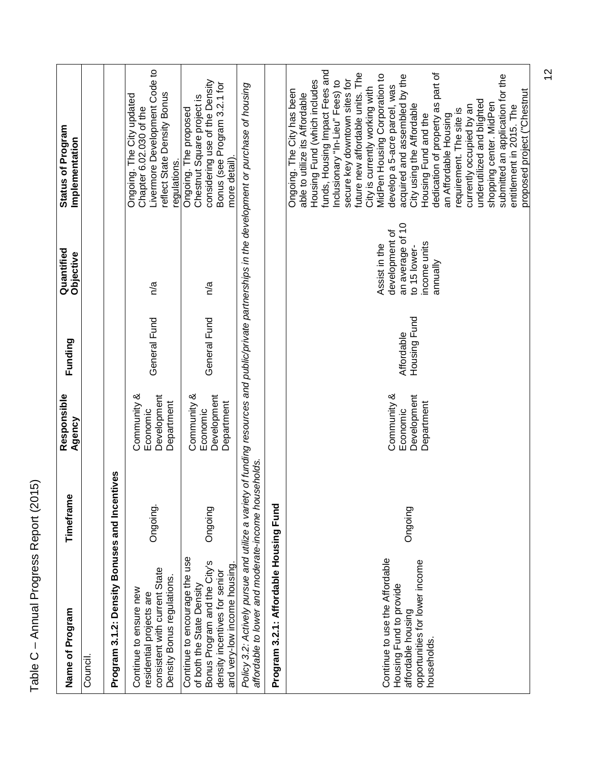Table C – Annual Progress Report (2015)

| Name of Program | Timeframe | Responsible Agency | Funding | Quantified Objective | Status of Program Implementation |
|---|---|---|---|---|---|
| Council. | | | | | |
| **Program 3.1.2: Density Bonuses and Incentives** | | | | | |
| Continue to ensure new residential projects are consistent with current State Density Bonus regulations. | Ongoing. | Community & Economic Development Department | General Fund | n/a | Ongoing. The City updated Chapter 6.02.030 of the Livermore Development Code to reflect State Density Bonus regulations. |
| Continue to encourage the use of both the State Density Bonus Program and the City's density incentives for senior and very-low income housing. | Ongoing | Community & Economic Development Department | General Fund | n/a | Ongoing. The proposed Chestnut Square project is considering use of the Density Bonus (see Program 3.2.1 for more detail). |
| *Policy 3.2: Actively pursue and utilize a variety of funding resources and public/private partnerships in the development or purchase of housing affordable to lower and moderate-income households.* | | | | | |
| **Program 3.2.1: Affordable Housing Fund** | | | | | |
| Continue to use the Affordable Housing Fund to provide affordable housing opportunities for lower income households. | Ongoing | Community & Economic Development Department | Affordable Housing Fund | Assist in the development of an average of 10 to 15 lower-income units annually | Ongoing. The City has been able to utilize its Affordable Housing Fund (which includes funds, Housing Impact Fees and Inclusionary "In-Lieu" Fees) to secure key downtown sites for future new affordable units. The City is currently working with MidPen Housing Corporation to develop a 5-acre parcel, was acquired and assembled by the City using the Affordable Housing Fund and the dedication of property as part of an Affordable Housing requirement. The site is currently occupied by an underutilized and blighted shopping center. MidPen submitted an application for the entitlement in 2015. The proposed project ("Chestnut |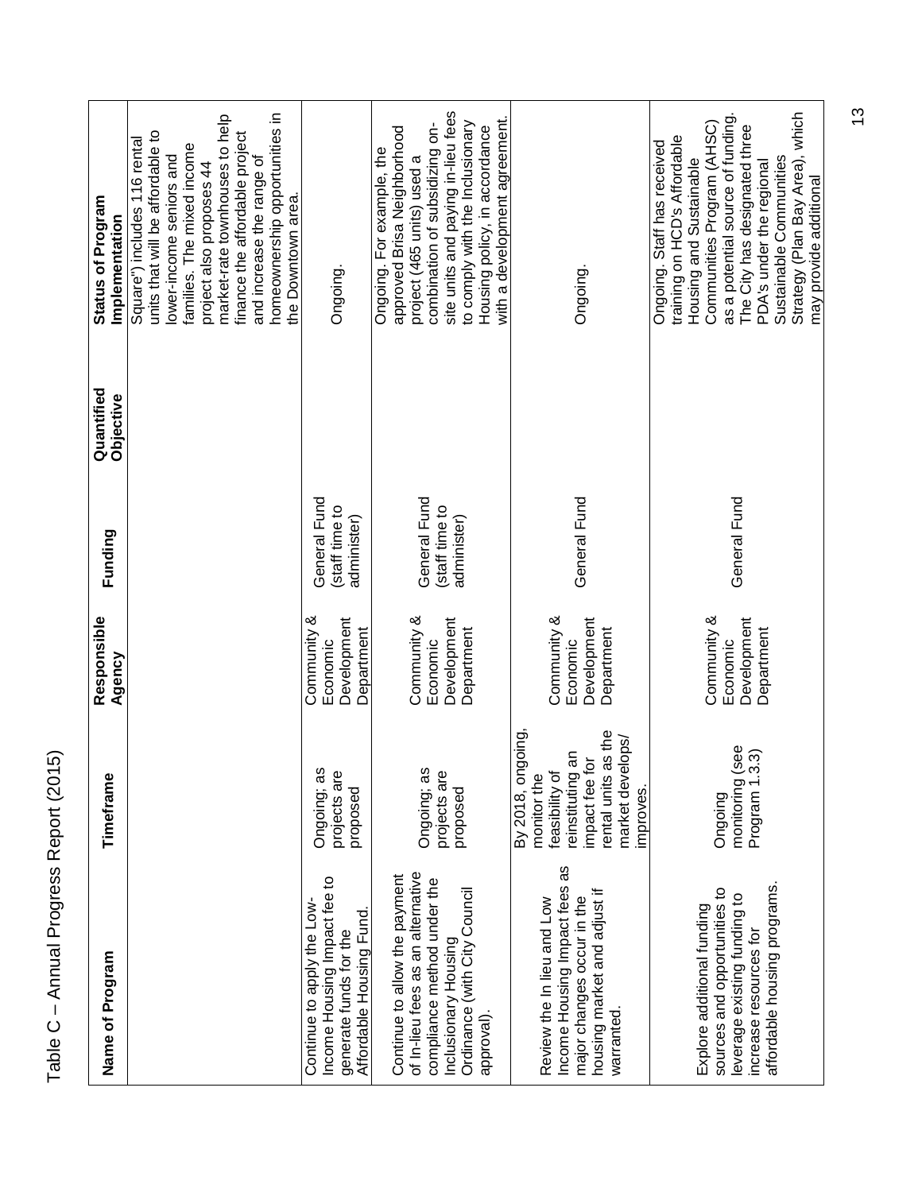# Table C – Annual Progress Report (2015)

| Name of Program | Timeframe | Responsible Agency | Funding | Quantified Objective | Status of Program Implementation |
|---|---|---|---|---|---|
| | | | | | Square") includes 116 rental units that will be affordable to lower-income seniors and families. The mixed income project also proposes 44 market-rate townhouses to help finance the affordable project and increase the range of homeownership opportunities in the Downtown area. |
| Continue to apply the Low-Income Housing Impact fee to generate funds for the Affordable Housing Fund. | Ongoing; as projects are proposed | Community & Economic Development Department | General Fund (staff time to administer) | | Ongoing. |
| Continue to allow the payment of In-lieu fees as an alternative compliance method under the Inclusionary Housing Ordinance (with City Council approval). | Ongoing; as projects are proposed | Community & Economic Development Department | General Fund (staff time to administer) | | Ongoing. For example, the approved Brisa Neighborhood project (465 units) used a combination of subsidizing on-site units and paying in-lieu fees to comply with the Inclusionary Housing policy, in accordance with a development agreement. |
| Review the In lieu and Low Income Housing Impact fees as major changes occur in the housing market and adjust if warranted. | By 2018, ongoing, monitor the feasibility of reinstituting an impact fee for rental units as the market develops/ improves. | Community & Economic Development Department | General Fund | | Ongoing. |
| Explore additional funding sources and opportunities to leverage existing funding to increase resources for affordable housing programs. | Ongoing monitoring (see Program 1.3.3) | Community & Economic Development Department | General Fund | | Ongoing. Staff has received training on HCD's Affordable Housing and Sustainable Communities Program (AHSC) as a potential source of funding. The City has designated three PDA's under the regional Sustainable Communities Strategy (Plan Bay Area), which may provide additional |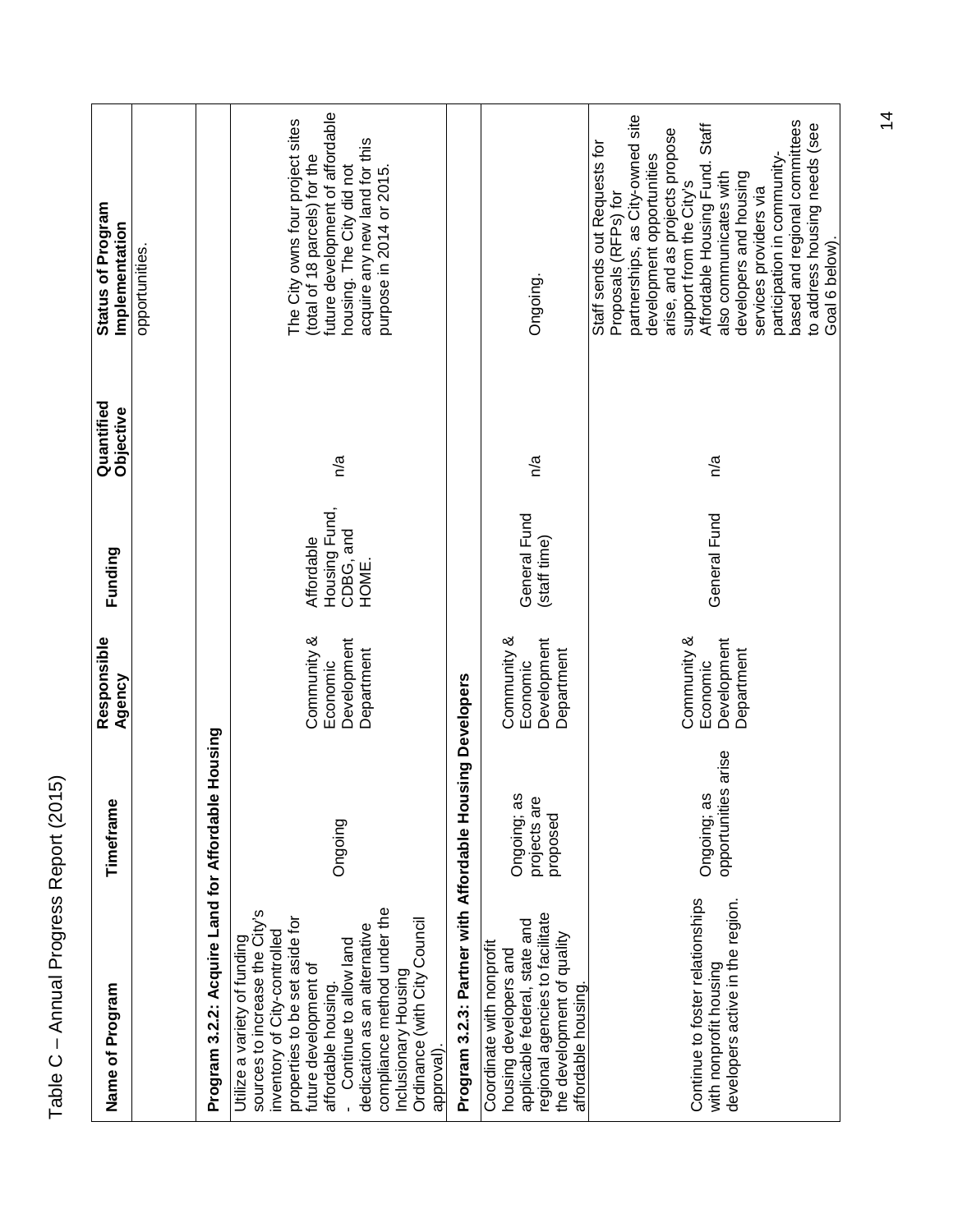Table C – Annual Progress Report (2015)

| Name of Program | Timeframe | Responsible Agency | Funding | Quantified Objective | Status of Program Implementation |
|---|---|---|---|---|---|
| | | | | | opportunities. |
| **Program 3.2.2: Acquire Land for Affordable Housing** | | | | | |
| Utilize a variety of funding sources to increase the City's inventory of City-controlled properties to be set aside for future development of affordable housing. - Continue to allow land dedication as an alternative compliance method under the Inclusionary Housing Ordinance (with City Council approval). | Ongoing | Community & Economic Development Department | Affordable Housing Fund, CDBG, and HOME. | n/a | The City owns four project sites (total of 18 parcels) for the future development of affordable housing. The City did not acquire any new land for this purpose in 2014 or 2015. |
| **Program 3.2.3: Partner with Affordable Housing Developers** | | | | | |
| Coordinate with nonprofit housing developers and applicable federal, state and regional agencies to facilitate the development of quality affordable housing. | Ongoing; as projects are proposed | Community & Economic Development Department | General Fund (staff time) | n/a | Ongoing. |
| Continue to foster relationships with nonprofit housing developers active in the region. | Ongoing; as opportunities arise | Community & Economic Development Department | General Fund | n/a | Staff sends out Requests for Proposals (RFPs) for partnerships, as City-owned site development opportunities arise, and as projects propose support from the City's Affordable Housing Fund. Staff also communicates with developers and housing services providers via participation in community-based and regional committees to address housing needs (see Goal 6 below). |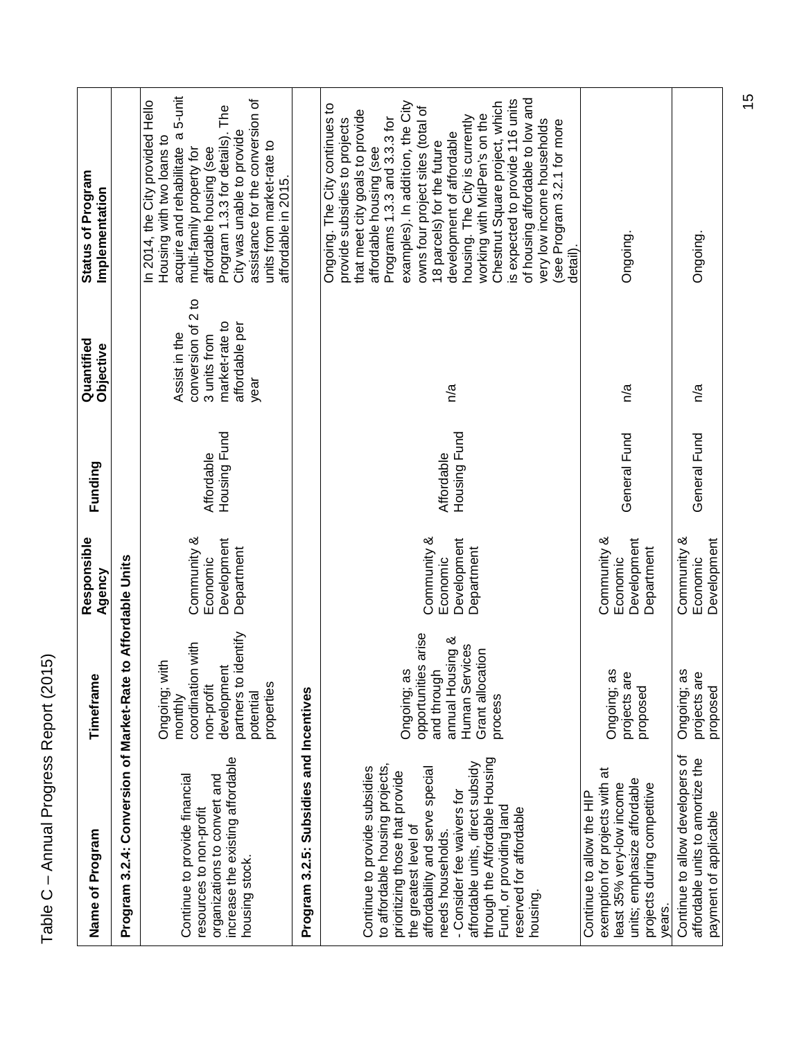Table C – Annual Progress Report (2015)

| Name of Program | Timeframe | Responsible Agency | Funding | Quantified Objective | Status of Program Implementation |
|---|---|---|---|---|---|
| **Program 3.2.4: Conversion of Market-Rate to Affordable Units** | | | | | |
| Continue to provide financial resources to non-profit organizations to convert and increase the existing affordable housing stock. | Ongoing; with monthly coordination with non-profit development partners to identify potential properties | Community & Economic Development Department | Affordable Housing Fund | Assist in the conversion of 2 to 3 units from market-rate to affordable per year | In 2014, the City provided Hello Housing with two loans to acquire and rehabilitate a 5-unit multi-family property for affordable housing (see Program 1.3.3 for details). The City was unable to provide assistance for the conversion of units from market-rate to affordable in 2015. |
| **Program 3.2.5: Subsidies and Incentives** | | | | | |
| Continue to provide subsidies to affordable housing projects, prioritizing those that provide the greatest level of affordability and serve special needs households. - Consider fee waivers for affordable units, direct subsidy through the Affordable Housing Fund, or providing land reserved for affordable housing. | Ongoing; as opportunities arise and through annual Housing & Human Services Grant allocation process | Community & Economic Development Department | Affordable Housing Fund | n/a | Ongoing. The City continues to provide subsidies to projects that meet city goals to provide affordable housing (see Programs 1.3.3 and 3.3.3 for examples). In addition, the City owns four project sites (total of 18 parcels) for the future development of affordable housing. The City is currently working with MidPen's on the Chestnut Square project, which is expected to provide 116 units of housing affordable to low and very low income households (see Program 3.2.1 for more detail). |
| Continue to allow the HIP exemption for projects with at least 35% very-low income units; emphasize affordable projects during competitive years. | Ongoing; as projects are proposed | Community & Economic Development Department | General Fund | n/a | Ongoing. |
| Continue to allow developers of affordable units to amortize the payment of applicable | Ongoing; as projects are proposed | Community & Economic Development | General Fund | n/a | Ongoing. |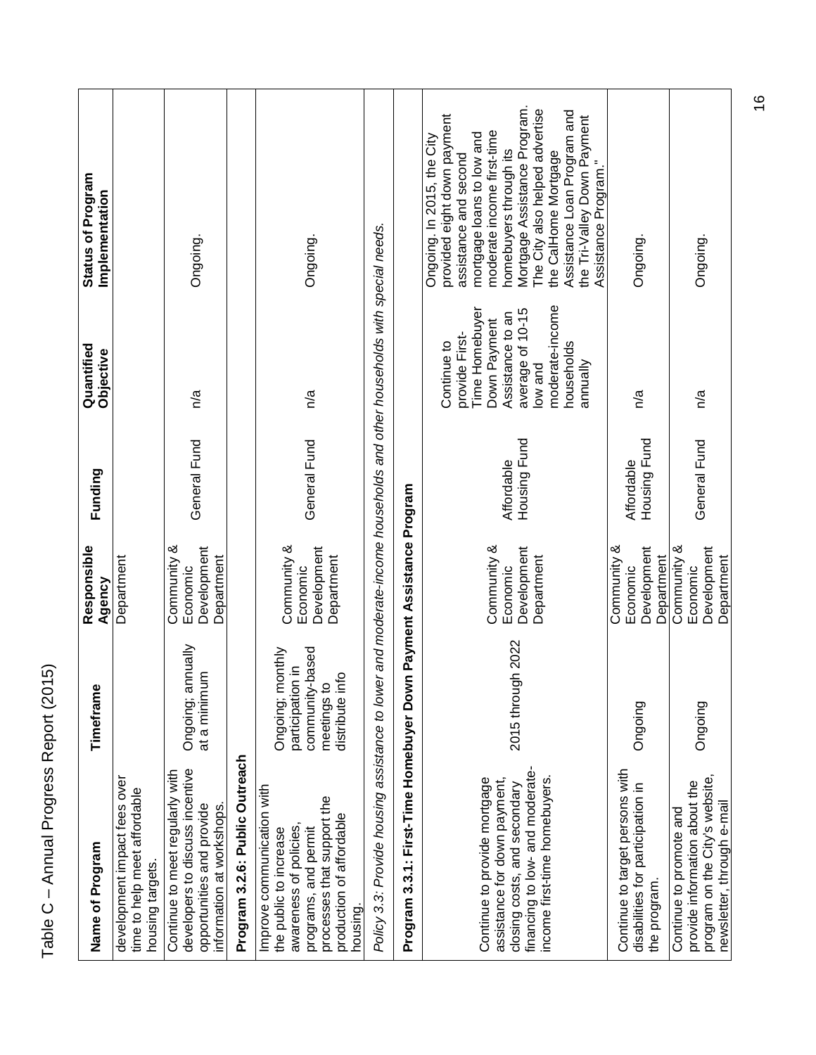Table C – Annual Progress Report (2015)

| Name of Program | Timeframe | Responsible Agency | Funding | Quantified Objective | Status of Program Implementation |
|---|---|---|---|---|---|
| development impact fees over time to help meet affordable housing targets. | | Department | | | |
| Continue to meet regularly with developers to discuss incentive opportunities and provide information at workshops. | Ongoing; annually at a minimum | Community & Economic Development Department | General Fund | n/a | Ongoing. |
| **Program 3.2.6: Public Outreach** | | | | | |
| Improve communication with the public to increase awareness of policies, programs, and permit processes that support the production of affordable housing. | Ongoing; monthly participation in community-based meetings to distribute info | Community & Economic Development Department | General Fund | n/a | Ongoing. |
| *Policy 3.3: Provide housing assistance to lower and moderate-income households and other households with special needs.* | | | | | |
| **Program 3.3.1: First-Time Homebuyer Down Payment Assistance Program** | | | | | |
| Continue to provide mortgage assistance for down payment, closing costs, and secondary financing to low- and moderate-income first-time homebuyers. | 2015 through 2022 | Community & Economic Development Department | Affordable Housing Fund | Continue to provide First-Time Homebuyer Down Payment Assistance to an average of 10-15 low and moderate-income households annually | Ongoing. In 2015, the City provided eight down payment assistance and second mortgage loans to low and moderate income first-time homebuyers through its Mortgage Assistance Program. The City also helped advertise the CalHome Mortgage Assistance Loan Program and the Tri-Valley Down Payment Assistance Program." |
| Continue to target persons with disabilities for participation in the program. | Ongoing | Community & Economic Development Department | Affordable Housing Fund | n/a | Ongoing. |
| Continue to promote and provide information about the program on the City's website, newsletter, through e-mail | Ongoing | Community & Economic Development Department | General Fund | n/a | Ongoing. |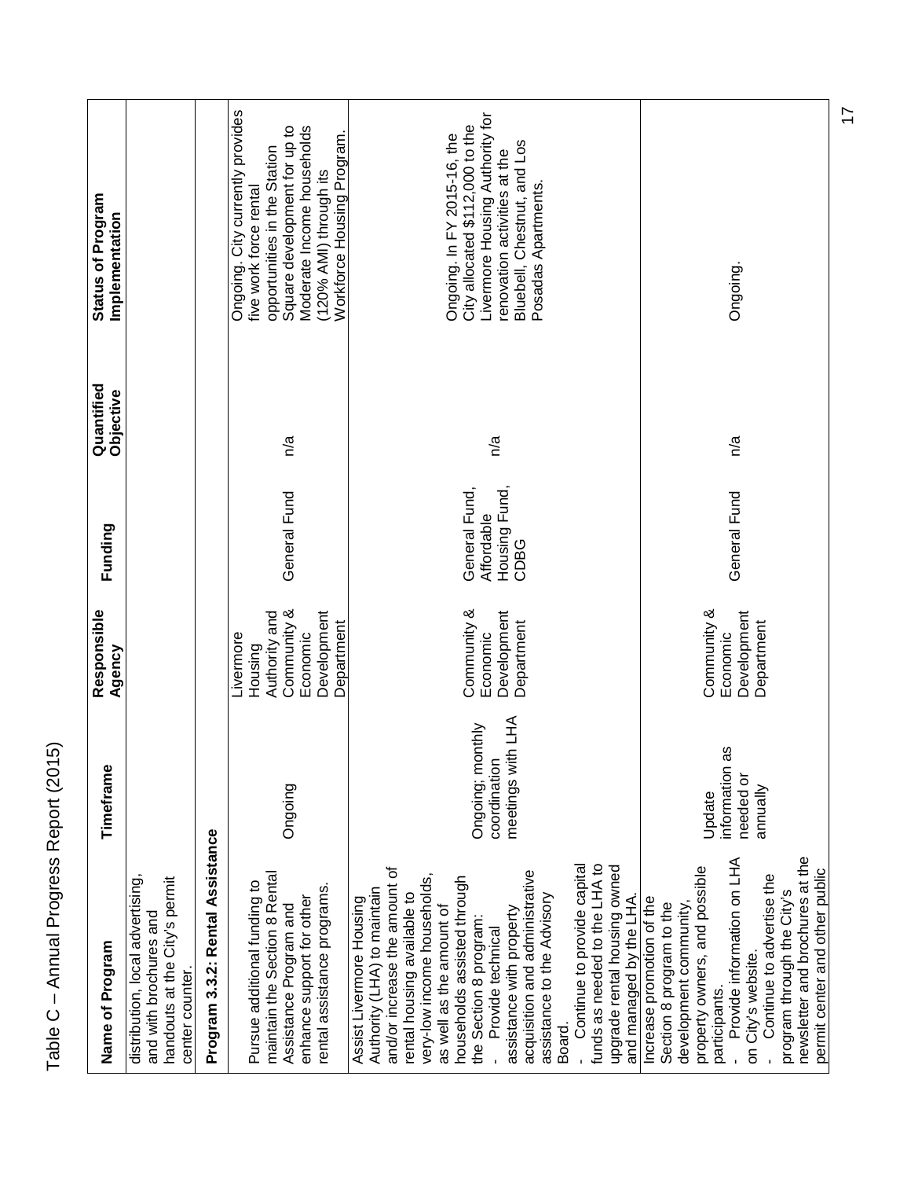Table C – Annual Progress Report (2015)

| Name of Program | Timeframe | Responsible Agency | Funding | Quantified Objective | Status of Program Implementation |
|---|---|---|---|---|---|
| distribution, local advertising, and with brochures and handouts at the City's permit center counter. | | | | | |
| **Program 3.3.2: Rental Assistance** | | | | | |
| Pursue additional funding to maintain the Section 8 Rental Assistance Program and enhance support for other rental assistance programs. | Ongoing | Livermore Housing Authority and Community & Economic Development Department | General Fund | n/a | Ongoing. City currently provides five work force rental opportunities in the Station Square development for up to Moderate Income households (120% AMI) through its Workforce Housing Program. |
| Assist Livermore Housing Authority (LHA) to maintain and/or increase the amount of rental housing available to very-low income households, as well as the amount of households assisted through the Section 8 program:<br>- Provide technical assistance with property acquisition and administrative assistance to the Advisory Board.<br>- Continue to provide capital funds as needed to the LHA to upgrade rental housing owned and managed by the LHA. | Ongoing; monthly coordination meetings with LHA | Community & Economic Development Department | General Fund, Affordable Housing Fund, CDBG | n/a | Ongoing. In FY 2015-16, the City allocated $112,000 to the Livermore Housing Authority for renovation activities at the Bluebell, Chestnut, and Los Posadas Apartments. |
| Increase promotion of the Section 8 program to the development community, property owners, and possible participants.<br>- Provide information on LHA on City's website.<br>- Continue to advertise the program through the City's newsletter and brochures at the permit center and other public | Update information as needed or annually | Community & Economic Development Department | General Fund | n/a | Ongoing. |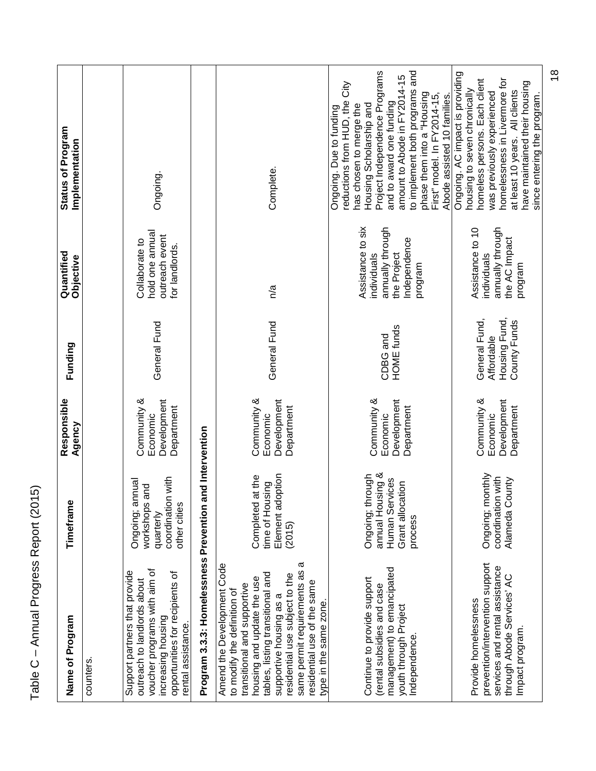Table C – Annual Progress Report (2015)

| Name of Program | Timeframe | Responsible Agency | Funding | Quantified Objective | Status of Program Implementation |
|---|---|---|---|---|---|
| counters. | | | | | |
| Support partners that provide outreach to landlords about voucher programs with aim of increasing housing opportunities for recipients of rental assistance. | Ongoing; annual workshops and quarterly coordination with other cities | Community & Economic Development Department | General Fund | Collaborate to hold one annual outreach event for landlords. | Ongoing. |
| **Program 3.3.3: Homelessness Prevention and Intervention** | | | | | |
| Amend the Development Code to modify the definition of transitional and supportive housing and update the use tables, listing transitional and supportive housing as a residential use subject to the same permit requirements as a residential use of the same type in the same zone. | Completed at the time of Housing Element adoption (2015) | Community & Economic Development Department | General Fund | n/a | Complete. |
| Continue to provide support (rental subsidies and case management) to emancipated youth through Project Independence. | Ongoing; through annual Housing & Human Services Grant allocation process | Community & Economic Development Department | CDBG and HOME funds | Assistance to six individuals annually through the Project Independence program | Ongoing. Due to funding reductions from HUD, the City has chosen to merge the Housing Scholarship and Project Independence Programs and to award one funding amount to Abode in FY2014-15 to implement both programs and phase them into a "Housing First" model. In FY2014-15, Abode assisted 10 families. |
| Provide homelessness prevention/intervention support services and rental assistance through Abode Services' AC Impact program. | Ongoing; monthly coordination with Alameda County | Community & Economic Development Department | General Fund, Affordable Housing Fund, County Funds | Assistance to 10 individuals annually through the AC Impact program | Ongoing. AC impact is providing housing to seven chronically homeless persons. Each client was previously experienced homelessness in Livermore for at least 10 years. All clients have maintained their housing since entering the program. |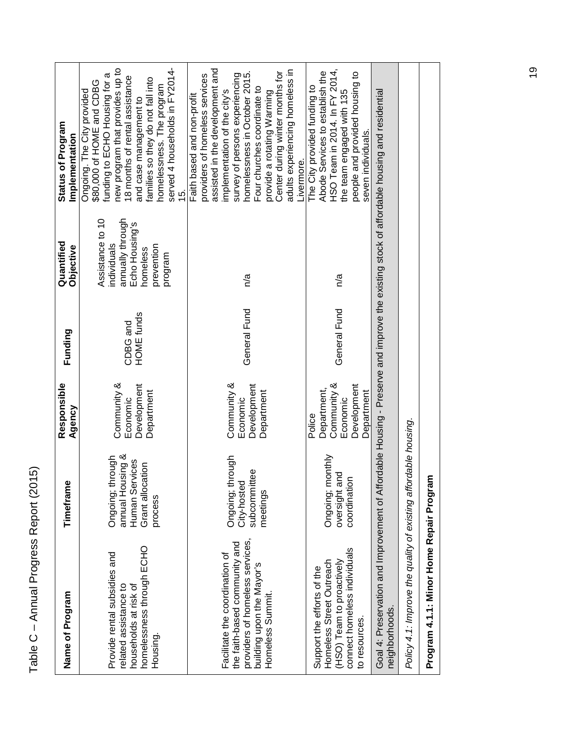# Table C – Annual Progress Report (2015)

| Name of Program | Timeframe | Responsible Agency | Funding | Quantified Objective | Status of Program Implementation |
|---|---|---|---|---|---|
| Provide rental subsidies and related assistance to households at risk of homelessness through ECHO Housing. | Ongoing; through annual Housing & Human Services Grant allocation process | Community & Economic Development Department | CDBG and HOME funds | Assistance to 10 individuals annually through Echo Housing's homeless prevention program | Ongoing. The City provided $80,000 of HOME and CDBG funding to ECHO Housing for a new program that provides up to 18 months of rental assistance and case management to families so they do not fall into homelessness. The program served 4 households in FY2014-15. |
| Facilitate the coordination of the faith-based community and providers of homeless services, building upon the Mayor's Homeless Summit. | Ongoing; through City-hosted subcommittee meetings | Community & Economic Development Department | General Fund | n/a | Faith based and non-profit providers of homeless services assisted in the development and implementation of the city's survey of persons experiencing homelessness in October 2015. Four churches coordinate to provide a rotating Warming Center during winter months for adults experiencing homeless in Livermore. |
| Support the efforts of the Homeless Street Outreach (HSO) Team to proactively connect homeless individuals to resources. | Ongoing; monthly oversight and coordination | Police Department, Community & Economic Development Department | General Fund | n/a | The City provided funding to Abode Services to establish the HSO Team in 2014. In FY 2014, the team engaged with 135 people and provided housing to seven individuals. |
| Goal 4: Preservation and Improvement of Affordable Housing - Preserve and improve the existing stock of affordable housing and residential neighborhoods. | | | | | |
| *Policy 4.1: Improve the quality of existing affordable housing.* | | | | | |
| **Program 4.1.1: Minor Home Repair Program** | | | | | |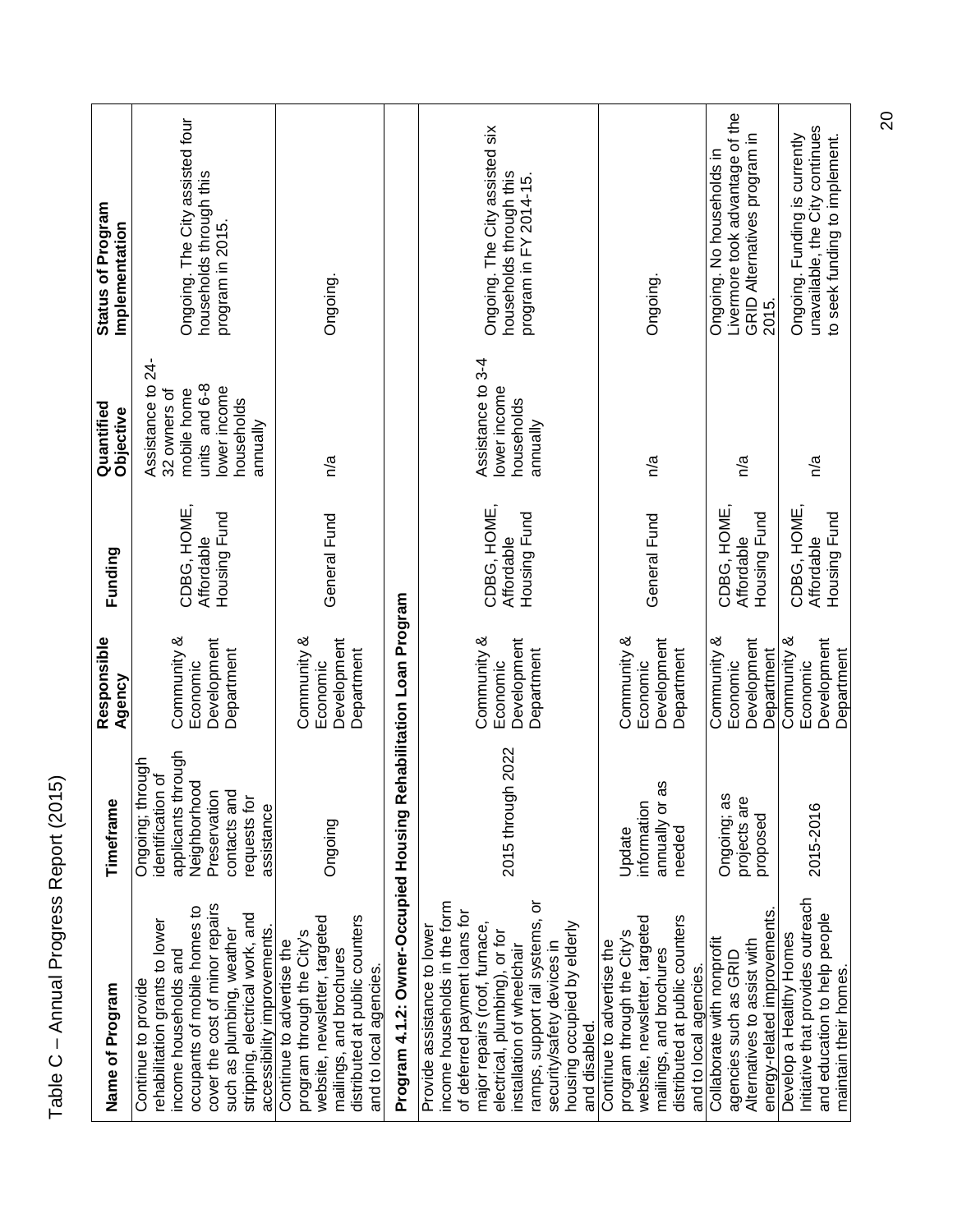# Table C – Annual Progress Report (2015)

| Name of Program | Timeframe | Responsible Agency | Funding | Quantified Objective | Status of Program Implementation |
|---|---|---|---|---|---|
| Continue to provide rehabilitation grants to lower income households and occupants of mobile homes to cover the cost of minor repairs such as plumbing, weather stripping, electrical work, and accessibility improvements. | Ongoing; through identification of applicants through Neighborhood Preservation contacts and requests for assistance | Community & Economic Development Department | CDBG, HOME, Affordable Housing Fund | Assistance to 24-32 owners of mobile home units and 6-8 lower income households annually | Ongoing. The City assisted four households through this program in 2015. |
| Continue to advertise the program through the City's website, newsletter, targeted mailings, and brochures distributed at public counters and to local agencies. | Ongoing | Community & Economic Development Department | General Fund | n/a | Ongoing. |
| **Program 4.1.2: Owner-Occupied Housing Rehabilitation Loan Program** | | | | | |
| Provide assistance to lower income households in the form of deferred payment loans for major repairs (roof, furnace, electrical, plumbing), or for installation of wheelchair ramps, support rail systems, or security/safety devices in housing occupied by elderly and disabled. | 2015 through 2022 | Community & Economic Development Department | CDBG, HOME, Affordable Housing Fund | Assistance to 3-4 lower income households annually | Ongoing. The City assisted six households through this program in FY 2014-15. |
| Continue to advertise the program through the City's website, newsletter, targeted mailings, and brochures distributed at public counters and to local agencies. | Update information annually or as needed | Community & Economic Development Department | General Fund | n/a | Ongoing. |
| Collaborate with nonprofit agencies such as GRID Alternatives to assist with energy-related improvements. | Ongoing; as projects are proposed | Community & Economic Development Department | CDBG, HOME, Affordable Housing Fund | n/a | Ongoing. No households in Livermore took advantage of the GRID Alternatives program in 2015. |
| Develop a Healthy Homes Initiative that provides outreach and education to help people maintain their homes. | 2015-2016 | Community & Economic Development Department | CDBG, HOME, Affordable Housing Fund | n/a | Ongoing. Funding is currently unavailable, the City continues to seek funding to implement. |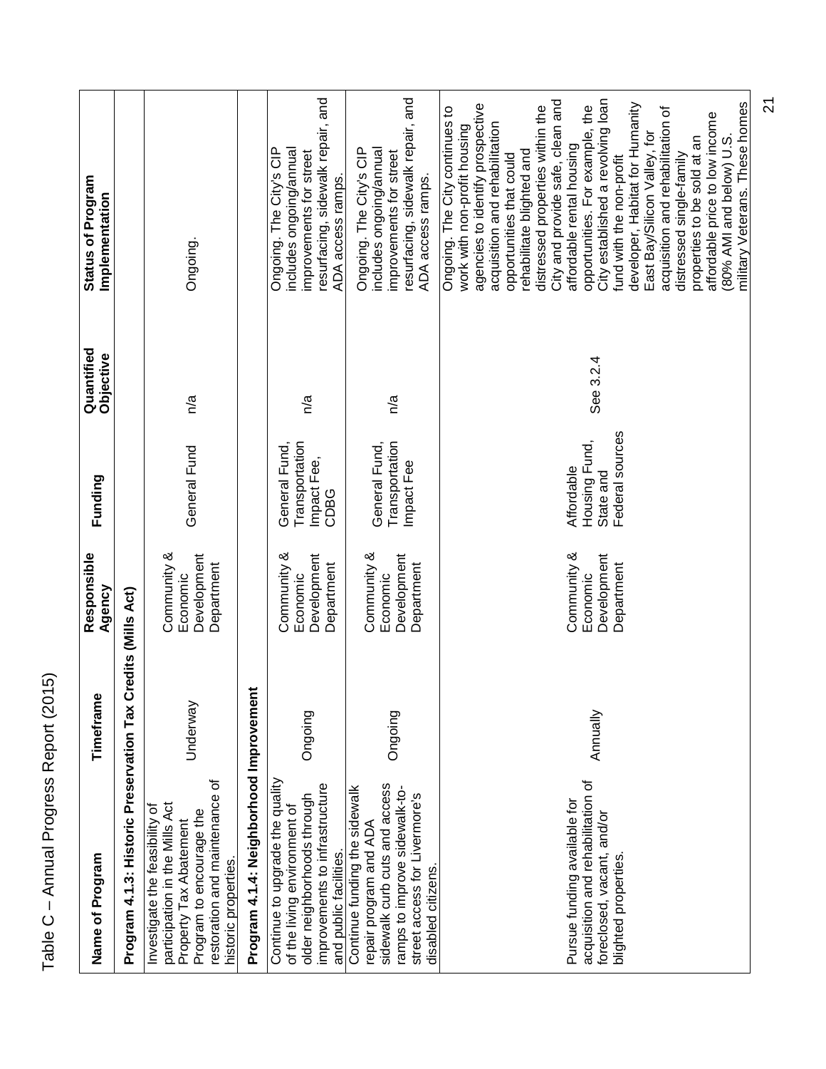Table C – Annual Progress Report (2015)

| Name of Program | Timeframe | Responsible Agency | Funding | Quantified Objective | Status of Program Implementation |
|---|---|---|---|---|---|
| **Program 4.1.3: Historic Preservation Tax Credits (Mills Act)** | | | | | |
| Investigate the feasibility of participation in the Mills Act Property Tax Abatement Program to encourage the restoration and maintenance of historic properties. | Underway | Community & Economic Development Department | General Fund | n/a | Ongoing. |
| **Program 4.1.4: Neighborhood Improvement** | | | | | |
| Continue to upgrade the quality of the living environment of older neighborhoods through improvements to infrastructure and public facilities. | Ongoing | Community & Economic Development Department | General Fund, Transportation Impact Fee, CDBG | n/a | Ongoing. The City's CIP includes ongoing/annual improvements for street resurfacing, sidewalk repair, and ADA access ramps. |
| Continue funding the sidewalk repair program and ADA sidewalk curb cuts and access ramps to improve sidewalk-to-street access for Livermore's disabled citizens. | Ongoing | Community & Economic Development Department | General Fund, Transportation Impact Fee | n/a | Ongoing. The City's CIP includes ongoing/annual improvements for street resurfacing, sidewalk repair, and ADA access ramps. |
| Pursue funding available for acquisition and rehabilitation of foreclosed, vacant, and/or blighted properties. | Annually | Community & Economic Development Department | Affordable Housing Fund, State and Federal sources | See 3.2.4 | Ongoing. The City continues to work with non-profit housing agencies to identify prospective acquisition and rehabilitation opportunities that could rehabilitate blighted and distressed properties within the City and provide safe, clean and affordable rental housing opportunities. For example, the City established a revolving loan fund with the non-profit developer, Habitat for Humanity East Bay/Silicon Valley, for acquisition and rehabilitation of distressed single-family properties to be sold at an affordable price to low income (80% AMI and below) U.S. military Veterans. These homes |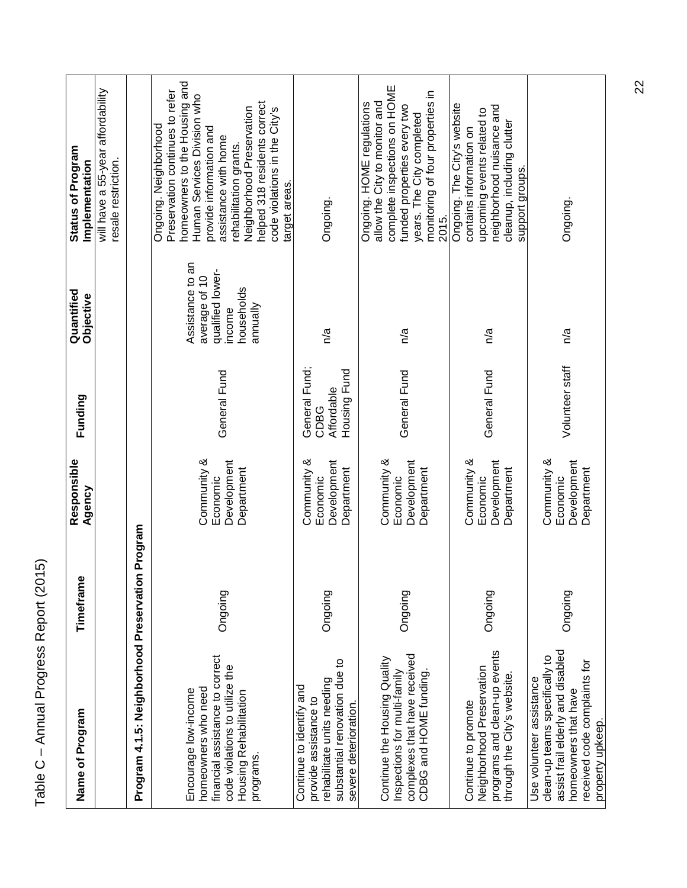Table C – Annual Progress Report (2015)

| Name of Program | Timeframe | Responsible Agency | Funding | Quantified Objective | Status of Program Implementation |
|---|---|---|---|---|---|
| | | | | | will have a 55-year affordability resale restriction. |
| **Program 4.1.5: Neighborhood Preservation Program** | | | | | |
| Encourage low-income homeowners who need financial assistance to correct code violations to utilize the Housing Rehabilitation programs. | Ongoing | Community & Economic Development Department | General Fund | Assistance to an average of 10 qualified lower-income households annually | Ongoing. Neighborhood Preservation continues to refer homeowners to the Housing and Human Services Division who provide information and assistance with home rehabilitation grants. Neighborhood Preservation helped 318 residents correct code violations in the City's target areas. |
| Continue to identify and provide assistance to rehabilitate units needing substantial renovation due to severe deterioration. | Ongoing | Community & Economic Development Department | General Fund; CDBG Affordable Housing Fund | n/a | Ongoing. |
| Continue the Housing Quality Inspections for multi-family complexes that have received CDBG and HOME funding. | Ongoing | Community & Economic Development Department | General Fund | n/a | Ongoing. HOME regulations allow the City to monitor and complete inspections on HOME funded properties every two years. The City completed monitoring of four properties in 2015. |
| Continue to promote Neighborhood Preservation programs and clean-up events through the City's website. | Ongoing | Community & Economic Development Department | General Fund | n/a | Ongoing. The City's website contains information on upcoming events related to neighborhood nuisance and cleanup, including clutter support groups. |
| Use volunteer assistance clean-up teams specifically to assist frail elderly and disabled homeowners that have received code complaints for property upkeep. | Ongoing | Community & Economic Development Department | Volunteer staff | n/a | Ongoing. |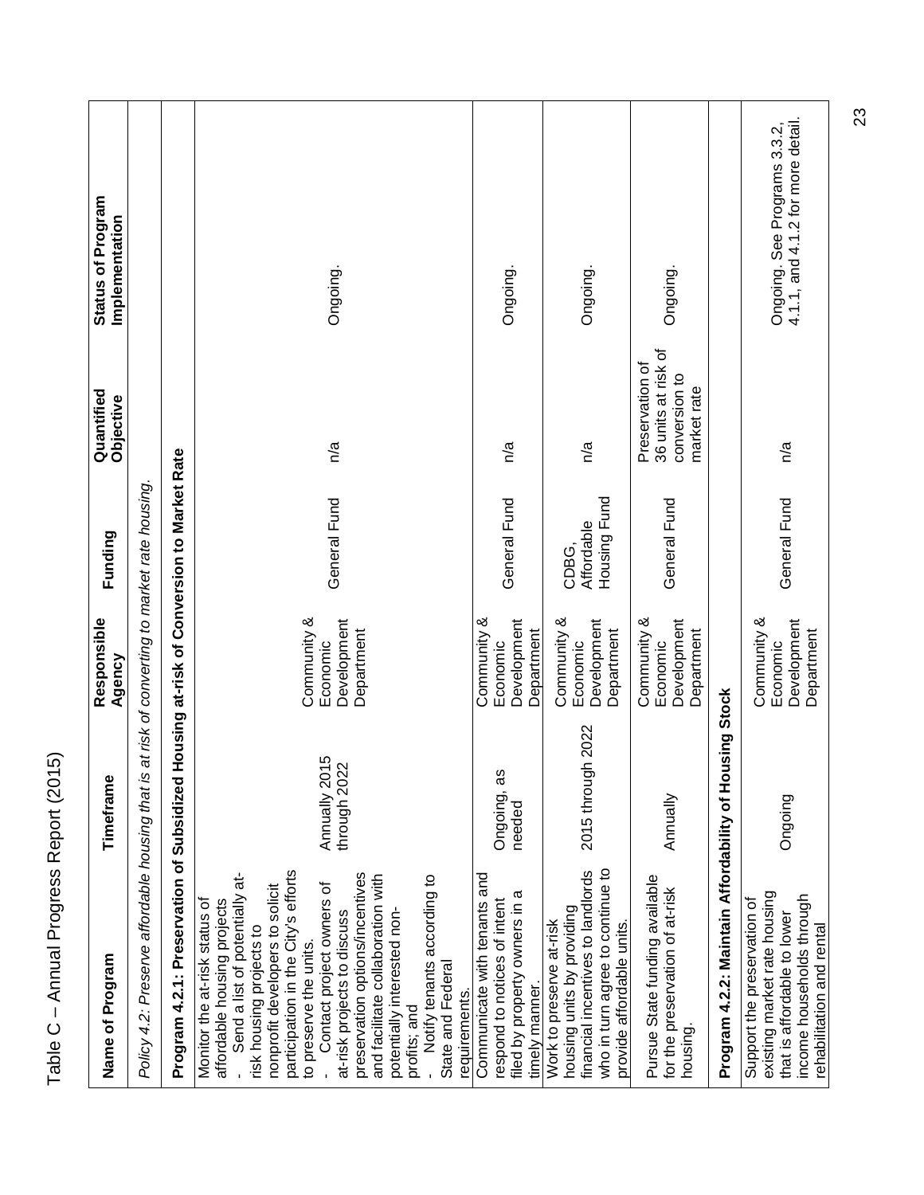# Table C – Annual Progress Report (2015)

| Name of Program | Timeframe | Responsible Agency | Funding | Quantified Objective | Status of Program Implementation |
|---|---|---|---|---|---|
| *Policy 4.2: Preserve affordable housing that is at risk of converting to market rate housing.* | | | | | |
| **Program 4.2.1: Preservation of Subsidized Housing at-risk of Conversion to Market Rate** | | | | | |
| Monitor the at-risk status of affordable housing projects<br>- Send a list of potentially at-risk housing projects to nonprofit developers to solicit participation in the City's efforts to preserve the units.<br>- Contact project owners of at-risk projects to discuss preservation options/incentives and facilitate collaboration with potentially interested non-profits; and<br>- Notify tenants according to State and Federal requirements. | Annually 2015 through 2022 | Community & Economic Development Department | General Fund | n/a | Ongoing. |
| Communicate with tenants and respond to notices of intent filed by property owners in a timely manner. | Ongoing, as needed | Community & Economic Development Department | General Fund | n/a | Ongoing. |
| Work to preserve at-risk housing units by providing financial incentives to landlords who in turn agree to continue to provide affordable units. | 2015 through 2022 | Community & Economic Development Department | CDBG, Affordable Housing Fund | n/a | Ongoing. |
| Pursue State funding available for the preservation of at-risk housing. | Annually | Community & Economic Development Department | General Fund | Preservation of 36 units at risk of conversion to market rate | Ongoing. |
| **Program 4.2.2: Maintain Affordability of Housing Stock** | | | | | |
| Support the preservation of existing market rate housing that is affordable to lower income households through rehabilitation and rental | Ongoing | Community & Economic Development Department | General Fund | n/a | Ongoing. See Programs 3.3.2, 4.1.1, and 4.1.2 for more detail. |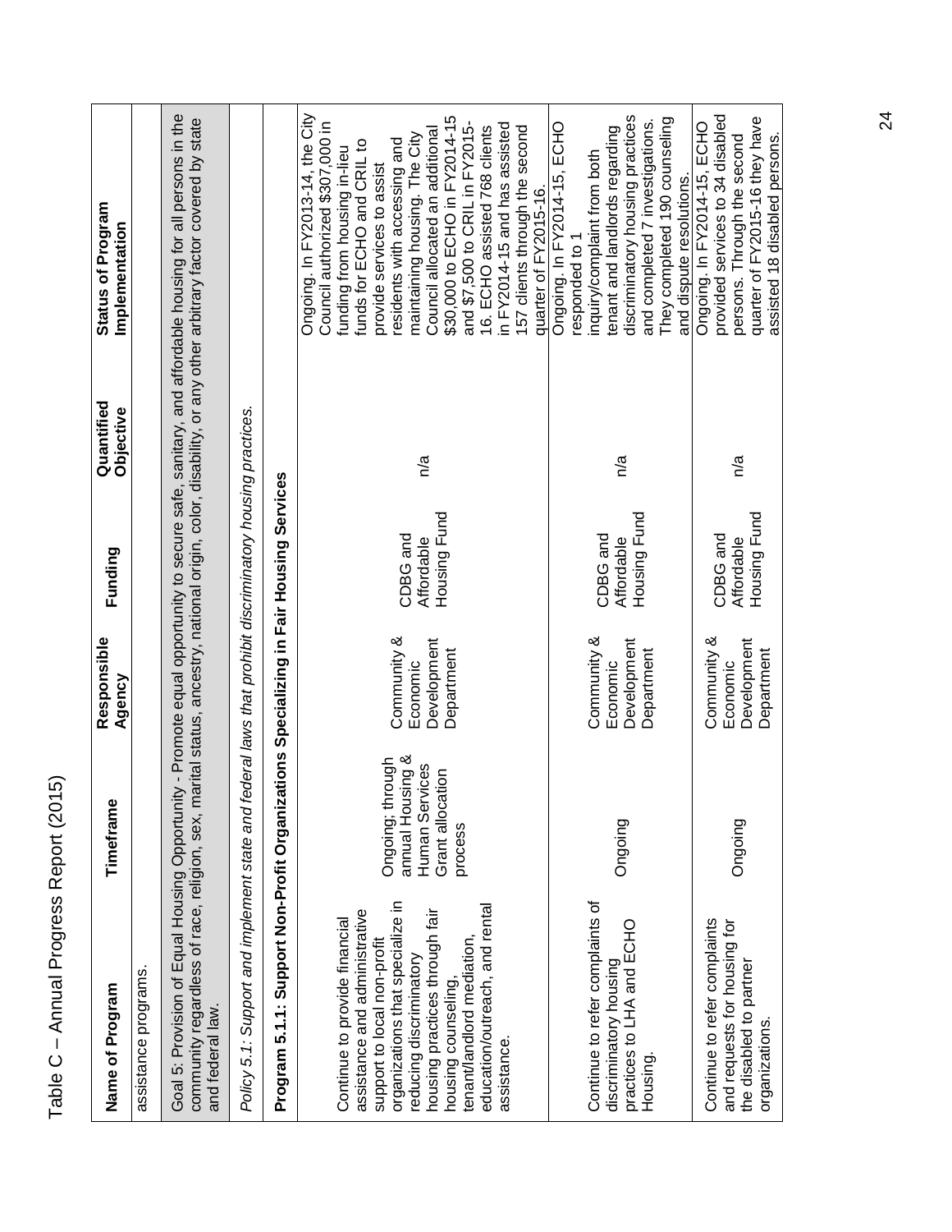Table C – Annual Progress Report (2015)

| Name of Program | Timeframe | Responsible Agency | Funding | Quantified Objective | Status of Program Implementation |
|---|---|---|---|---|---|
| assistance programs. | | | | | |
| Goal 5: Provision of Equal Housing Opportunity - Promote equal opportunity to secure safe, sanitary, and affordable housing for all persons in the community regardless of race, religion, sex, marital status, ancestry, national origin, color, disability, or any other arbitrary factor covered by state and federal law. | | | | | |
| *Policy 5.1: Support and implement state and federal laws that prohibit discriminatory housing practices.* | | | | | |
| **Program 5.1.1: Support Non-Profit Organizations Specializing in Fair Housing Services** | | | | | |
| Continue to provide financial assistance and administrative support to local non-profit organizations that specialize in reducing discriminatory housing practices through fair housing counseling, tenant/landlord mediation, education/outreach, and rental assistance. | Ongoing; through annual Housing & Human Services Grant allocation process | Community & Economic Development Department | CDBG and Affordable Housing Fund | n/a | Ongoing. In FY2013-14, the City Council authorized $307,000 in funding from housing in-lieu funds for ECHO and CRIL to provide services to assist residents with accessing and maintaining housing. The City Council allocated an additional $30,000 to ECHO in FY2014-15 and $7,500 to CRIL in FY2015-16. ECHO assisted 768 clients in FY2014-15 and has assisted 157 clients through the second quarter of FY2015-16. |
| Continue to refer complaints of discriminatory housing practices to LHA and ECHO Housing. | Ongoing | Community & Economic Development Department | CDBG and Affordable Housing Fund | n/a | Ongoing. In FY2014-15, ECHO responded to 1 inquiry/complaint from both tenant and landlords regarding discriminatory housing practices and completed 7 investigations. They completed 190 counseling and dispute resolutions. |
| Continue to refer complaints and requests for housing for the disabled to partner organizations. | Ongoing | Community & Economic Development Department | CDBG and Affordable Housing Fund | n/a | Ongoing. In FY2014-15, ECHO provided services to 34 disabled persons. Through the second quarter of FY2015-16 they have assisted 18 disabled persons. |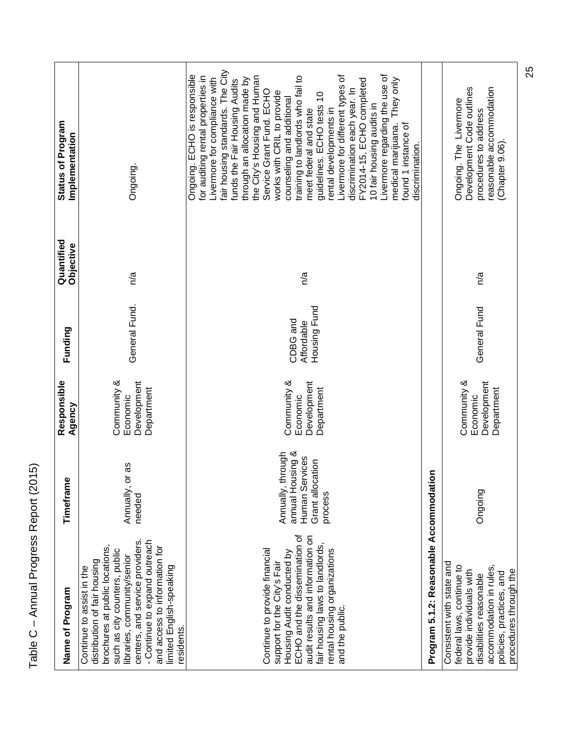Table C – Annual Progress Report (2015)

| Name of Program | Timeframe | Responsible Agency | Funding | Quantified Objective | Status of Program Implementation |
|---|---|---|---|---|---|
| Continue to assist in the distribution of fair housing brochures at public locations, such as city counters, public libraries, community/senior centers, and service providers. - Continue to expand outreach and access to information for limited English-speaking residents. | Annually, or as needed | Community & Economic Development Department | General Fund. | n/a | Ongoing. |
| Continue to provide financial support for the City's Fair Housing Audit conducted by ECHO and the dissemination of audit results and information on fair housing laws to landlords, rental housing organizations and the public. | Annually, through annual Housing & Human Services Grant allocation process | Community & Economic Development Department | CDBG and Affordable Housing Fund | n/a | Ongoing. ECHO is responsible for auditing rental properties in Livermore for compliance with fair housing standards. The City funds the Fair Housing Audits through an allocation made by the City's Housing and Human Service Grant Fund. ECHO works with CRIL to provide counseling and additional training to landlords who fail to meet federal and state guidelines. ECHO tests 10 rental developments in Livermore for different types of discrimination each year. In FY2014-15, ECHO completed 10 fair housing audits in Livermore regarding the use of medical marijuana. They only found 1 instance of discrimination. |
| **Program 5.1.2: Reasonable Accommodation** | | | | | |
| Consistent with state and federal laws, continue to provide individuals with disabilities reasonable accommodation in rules, policies, practices, and procedures through the | Ongoing | Community & Economic Development Department | General Fund | n/a | Ongoing. The Livermore Development Code outlines procedures to address reasonable accommodation (Chapter 9.06). |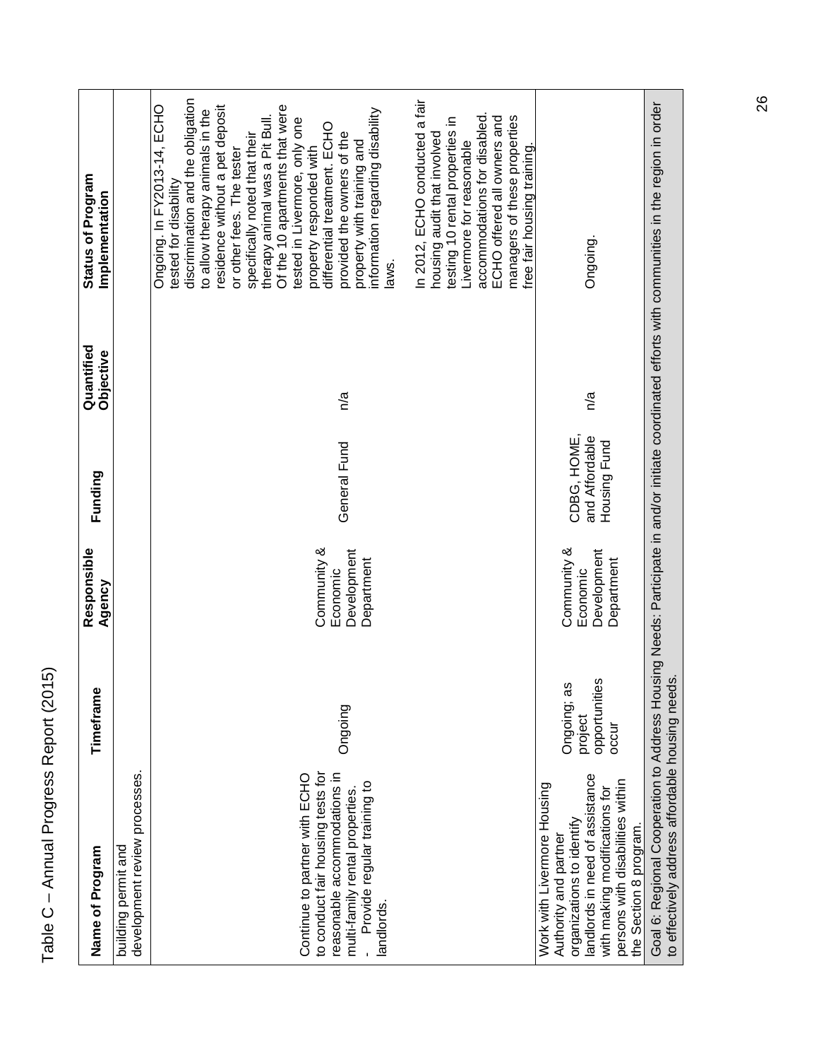Table C – Annual Progress Report (2015)

| Name of Program | Timeframe | Responsible Agency | Funding | Quantified Objective | Status of Program Implementation |
|---|---|---|---|---|---|
| building permit and development review processes. | | | | | |
| Continue to partner with ECHO to conduct fair housing tests for reasonable accommodations in multi-family rental properties. - Provide regular training to landlords. | Ongoing | Community & Economic Development Department | General Fund | n/a | Ongoing. In FY2013-14, ECHO tested for disability discrimination and the obligation to allow therapy animals in the residence without a pet deposit or other fees. The tester specifically noted that their therapy animal was a Pit Bull. Of the 10 apartments that were tested in Livermore, only one property responded with differential treatment. ECHO provided the owners of the property with training and information regarding disability laws. In 2012, ECHO conducted a fair housing audit that involved testing 10 rental properties in Livermore for reasonable accommodations for disabled. ECHO offered all owners and managers of these properties free fair housing training. |
| Work with Livermore Housing Authority and partner organizations to identify landlords in need of assistance with making modifications for persons with disabilities within the Section 8 program. | Ongoing; as project opportunities occur | Community & Economic Development Department | CDBG, HOME, and Affordable Housing Fund | n/a | Ongoing. |
| Goal 6: Regional Cooperation to Address Housing Needs: Participate in and/or initiate coordinated efforts with communities in the region in order to effectively address affordable housing needs. | | | | | |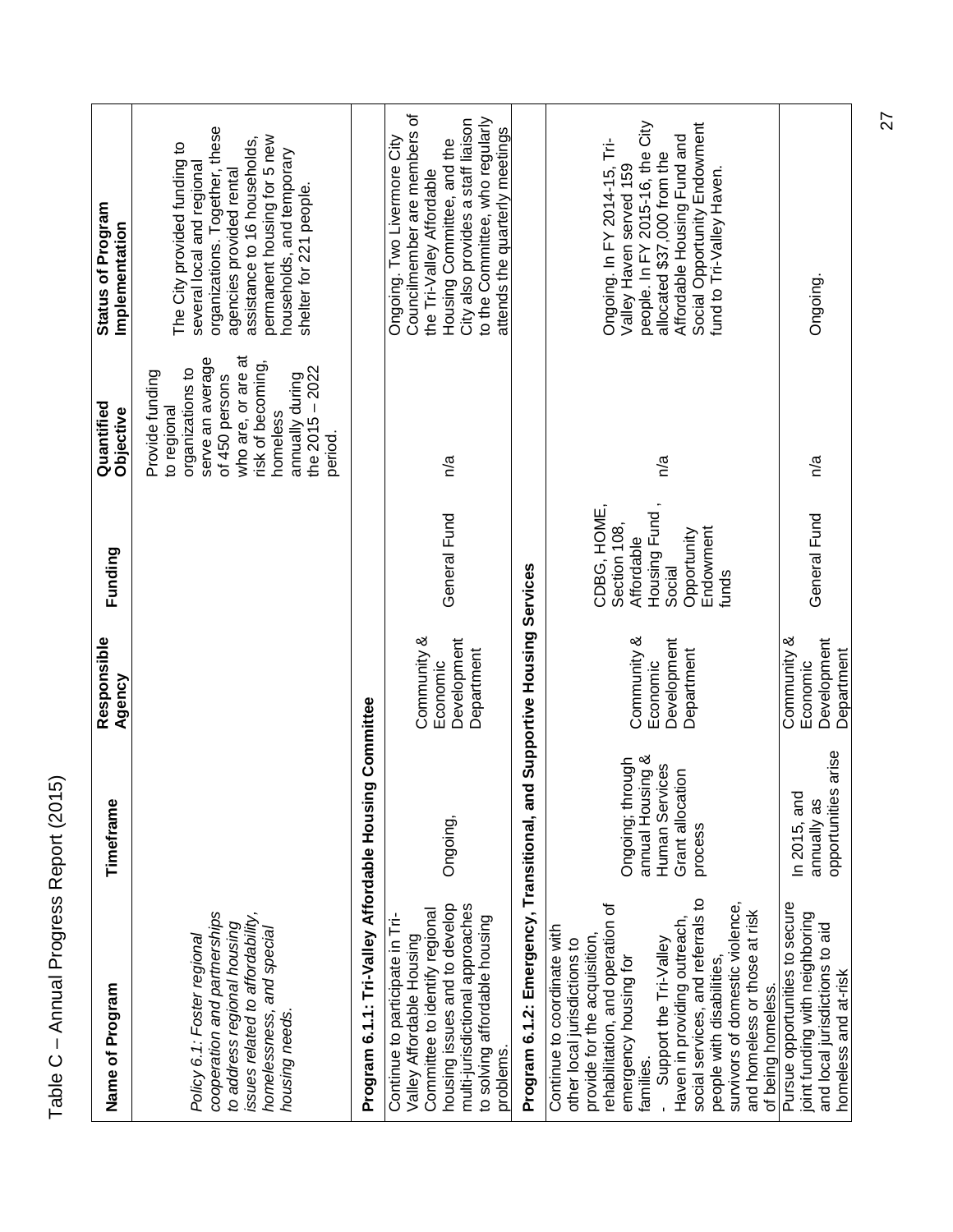Table C – Annual Progress Report (2015)

| Name of Program | Timeframe | Responsible Agency | Funding | Quantified Objective | Status of Program Implementation |
|---|---|---|---|---|---|
| *Policy 6.1: Foster regional cooperation and partnerships to address regional housing issues related to affordability, homelessness, and special housing needs.* | | | | Provide funding to regional organizations to serve an average of 450 persons who are, or are at risk of becoming, homeless annually during the 2015 – 2022 period. | The City provided funding to several local and regional organizations. Together, these agencies provided rental assistance to 16 households, permanent housing for 5 new households, and temporary shelter for 221 people. |
| **Program 6.1.1: Tri-Valley Affordable Housing Committee** | | | | | |
| Continue to participate in Tri-Valley Affordable Housing Committee to identify regional housing issues and to develop multi-jurisdictional approaches to solving affordable housing problems. | Ongoing, | Community & Economic Development Department | General Fund | n/a | Ongoing. Two Livermore City Councilmember are members of the Tri-Valley Affordable Housing Committee, and the City also provides a staff liaison to the Committee, who regularly attends the quarterly meetings |
| **Program 6.1.2: Emergency, Transitional, and Supportive Housing Services** | | | | | |
| Continue to coordinate with other local jurisdictions to provide for the acquisition, rehabilitation, and operation of emergency housing for families.<br>- Support the Tri-Valley Haven in providing outreach, social services, and referrals to people with disabilities, survivors of domestic violence, and homeless or those at risk of being homeless. | Ongoing; through annual Housing & Human Services Grant allocation process | Community & Economic Development Department | CDBG, HOME, Section 108, Affordable Housing Fund , Social Opportunity Endowment funds | n/a | Ongoing. In FY 2014-15, Tri-Valley Haven served 159 people. In FY 2015-16, the City allocated $37,000 from the Affordable Housing Fund and Social Opportunity Endowment fund to Tri-Valley Haven. |
| Pursue opportunities to secure joint funding with neighboring and local jurisdictions to aid homeless and at-risk | In 2015, and annually as opportunities arise | Community & Economic Development Department | General Fund | n/a | Ongoing. |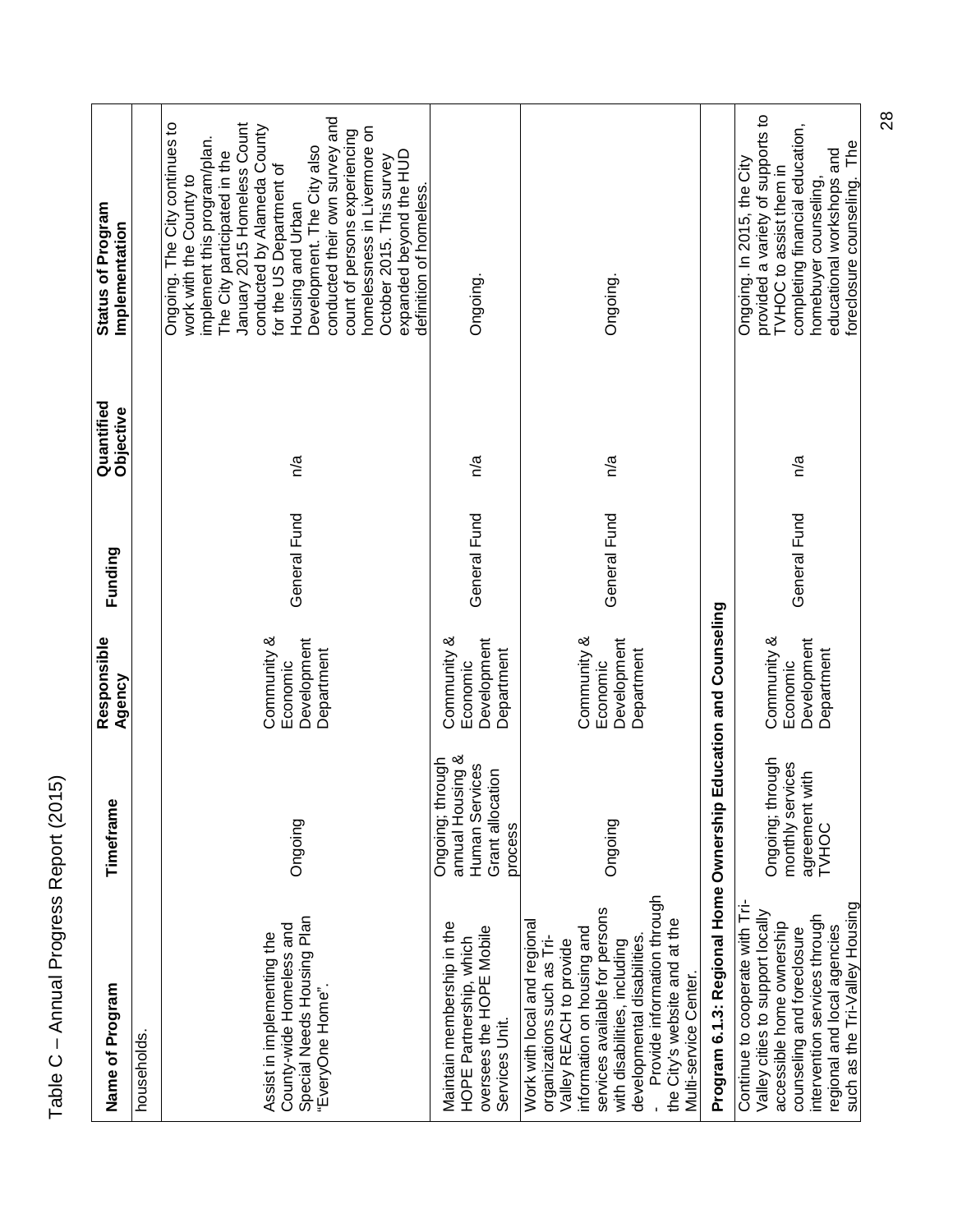Table C – Annual Progress Report (2015)

| Name of Program | Timeframe | Responsible Agency | Funding | Quantified Objective | Status of Program Implementation |
|---|---|---|---|---|---|
| households. | | | | | |
| Assist in implementing the County-wide Homeless and Special Needs Housing Plan "EveryOne Home". | Ongoing | Community & Economic Development Department | General Fund | n/a | Ongoing. The City continues to work with the County to implement this program/plan. The City participated in the January 2015 Homeless Count conducted by Alameda County for the US Department of Housing and Urban Development. The City also conducted their own survey and count of persons experiencing homelessness in Livermore on October 2015. This survey expanded beyond the HUD definition of homeless. |
| Maintain membership in the HOPE Partnership, which oversees the HOPE Mobile Services Unit. | Ongoing; through annual Housing & Human Services Grant allocation process | Community & Economic Development Department | General Fund | n/a | Ongoing. |
| Work with local and regional organizations such as Tri-Valley REACH to provide information on housing and services available for persons with disabilities, including developmental disabilities.<br>- Provide information through the City's website and at the Multi-service Center. | Ongoing | Community & Economic Development Department | General Fund | n/a | Ongoing. |
| **Program 6.1.3: Regional Home Ownership Education and Counseling** | | | | | |
| Continue to cooperate with Tri-Valley cities to support locally accessible home ownership counseling and foreclosure intervention services through regional and local agencies such as the Tri-Valley Housing | Ongoing; through monthly services agreement with TVHOC | Community & Economic Development Department | General Fund | n/a | Ongoing. In 2015, the City provided a variety of supports to TVHOC to assist them in completing financial education, homebuyer counseling, educational workshops and foreclosure counseling. The |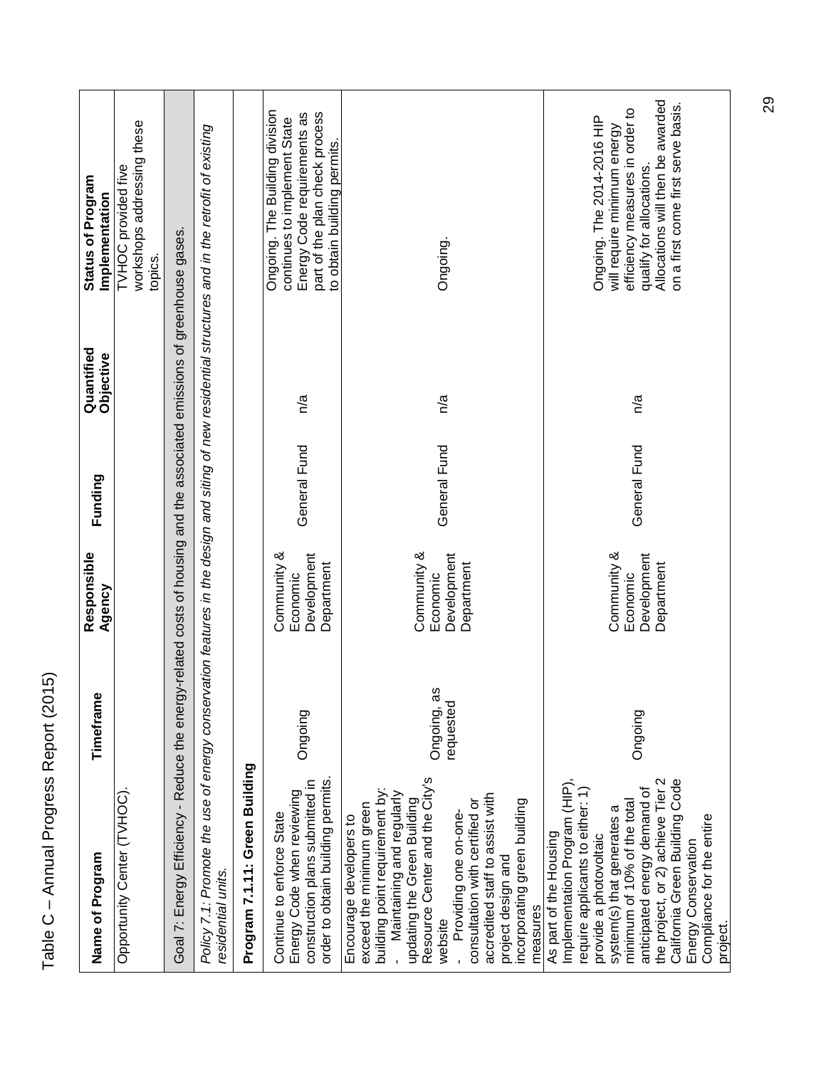# Table C – Annual Progress Report (2015)

| Name of Program | Timeframe | Responsible Agency | Funding | Quantified Objective | Status of Program Implementation |
|---|---|---|---|---|---|
| Opportunity Center (TVHOC). | | | | | TVHOC provided five workshops addressing these topics. |
| Goal 7: Energy Efficiency - Reduce the energy-related costs of housing and the associated emissions of greenhouse gases. | | | | | |
| *Policy 7.1: Promote the use of energy conservation features in the design and siting of new residential structures and in the retrofit of existing residential units.* | | | | | |
| **Program 7.1.11: Green Building** | | | | | |
| Continue to enforce State Energy Code when reviewing construction plans submitted in order to obtain building permits. | Ongoing | Community & Economic Development Department | General Fund | n/a | Ongoing. The Building division continues to implement State Energy Code requirements as part of the plan check process to obtain building permits. |
| Encourage developers to exceed the minimum green building point requirement by: - Maintaining and regularly updating the Green Building Resource Center and the City's website - Providing one on-one-consultation with certified or accredited staff to assist with project design and incorporating green building measures | Ongoing, as requested | Community & Economic Development Department | General Fund | n/a | Ongoing. |
| As part of the Housing Implementation Program (HIP), require applicants to either: 1) provide a photovoltaic system(s) that generates a minimum of 10% of the total anticipated energy demand of the project, or 2) achieve Tier 2 California Green Building Code Energy Conservation Compliance for the entire project. | Ongoing | Community & Economic Development Department | General Fund | n/a | Ongoing. The 2014-2016 HIP will require minimum energy efficiency measures in order to qualify for allocations. Allocations will then be awarded on a first come first serve basis. |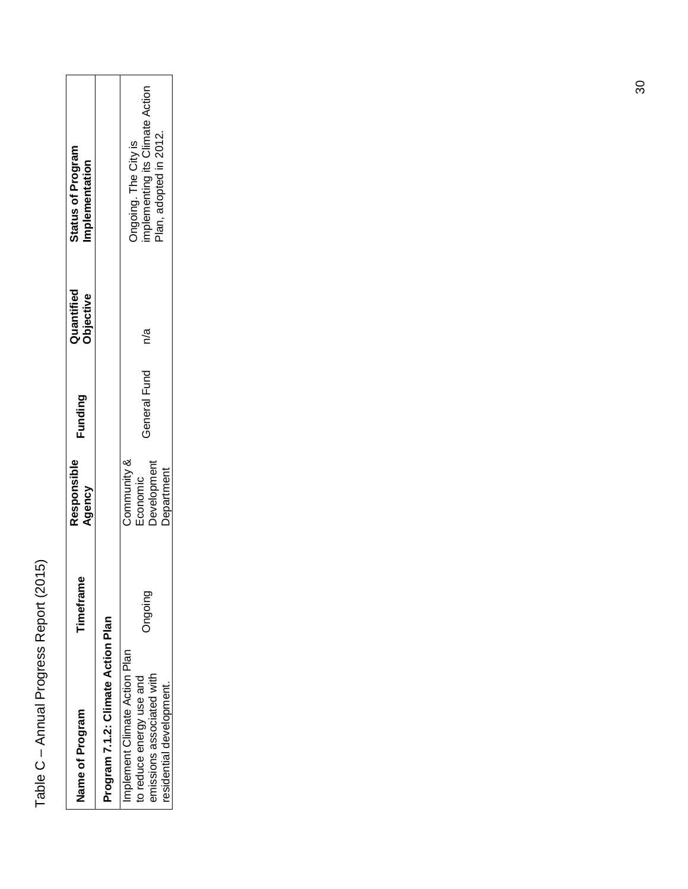Table C – Annual Progress Report (2015)

| Name of Program | Timeframe | Responsible Agency | Funding | Quantified Objective | Status of Program Implementation |
|---|---|---|---|---|---|
| **Program 7.1.2: Climate Action Plan** | | | | | |
| Implement Climate Action Plan to reduce energy use and emissions associated with residential development. | Ongoing | Community & Economic Development Department | General Fund | n/a | Ongoing. The City is implementing its Climate Action Plan, adopted in 2012. |